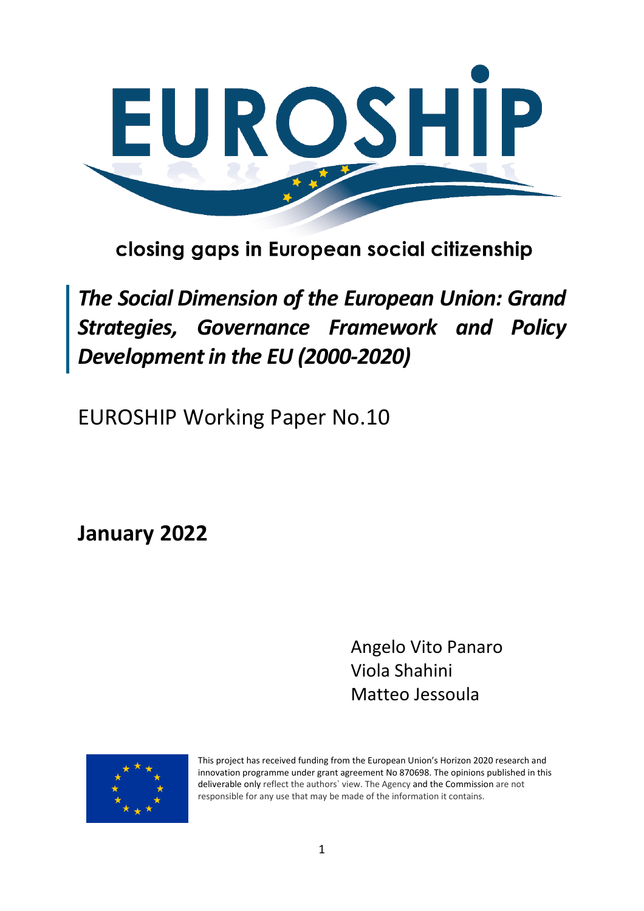# EUROSHIP

closing gaps in European social citizenship

## *The Social Dimension of the European Union: Grand Strategies, Governance Framework and Policy Development in the EU (2000-2020)*

EUROSHIP Working Paper No.10

**January 2022**

Angelo Vito Panaro
Viola Shahini
Matteo Jessoula

This project has received funding from the European Union's Horizon 2020 research and innovation programme under grant agreement No 870698. The opinions published in this deliverable only reflect the authors` view. The Agency and the Commission are not responsible for any use that may be made of the information it contains.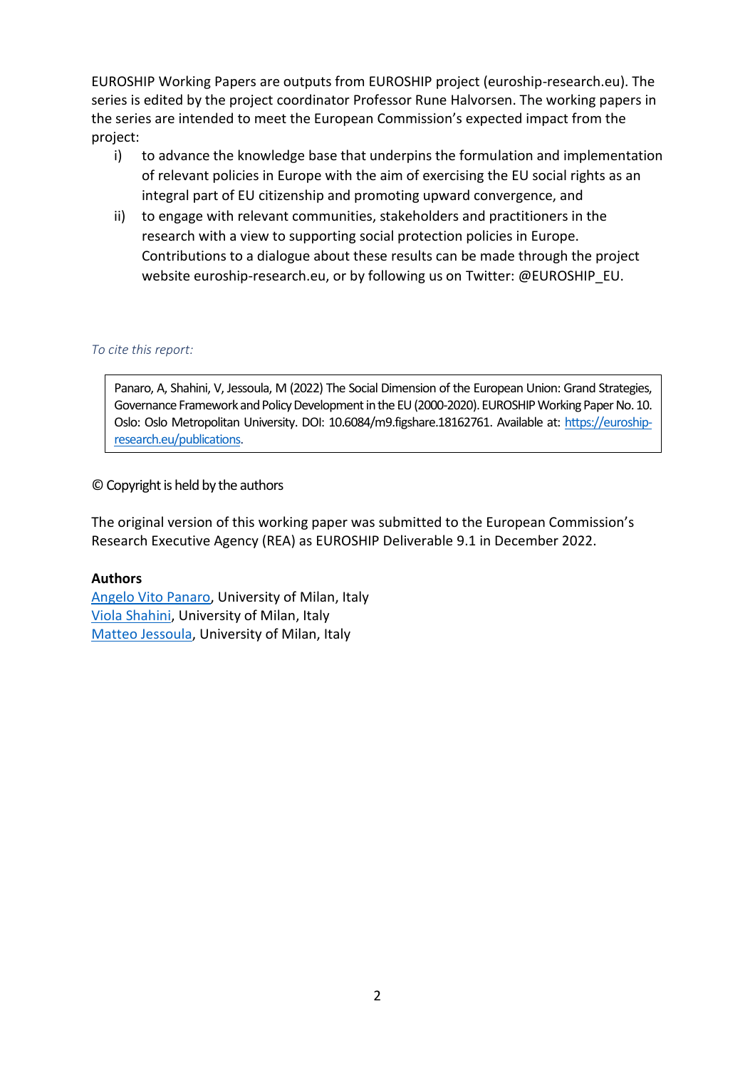EUROSHIP Working Papers are outputs from EUROSHIP project (euroship-research.eu). The series is edited by the project coordinator Professor Rune Halvorsen. The working papers in the series are intended to meet the European Commission's expected impact from the project:

i) to advance the knowledge base that underpins the formulation and implementation of relevant policies in Europe with the aim of exercising the EU social rights as an integral part of EU citizenship and promoting upward convergence, and

ii) to engage with relevant communities, stakeholders and practitioners in the research with a view to supporting social protection policies in Europe. Contributions to a dialogue about these results can be made through the project website euroship-research.eu, or by following us on Twitter: @EUROSHIP_EU.

*To cite this report:*

> Panaro, A, Shahini, V, Jessoula, M (2022) The Social Dimension of the European Union: Grand Strategies, Governance Framework and Policy Development in the EU (2000-2020). EUROSHIP Working Paper No. 10. Oslo: Oslo Metropolitan University. DOI: 10.6084/m9.figshare.18162761. Available at: [https://euroship-research.eu/publications](https://euroship-research.eu/publications).

© Copyright is held by the authors

The original version of this working paper was submitted to the European Commission's Research Executive Agency (REA) as EUROSHIP Deliverable 9.1 in December 2022.

**Authors**

Angelo Vito Panaro, University of Milan, Italy
Viola Shahini, University of Milan, Italy
Matteo Jessoula, University of Milan, Italy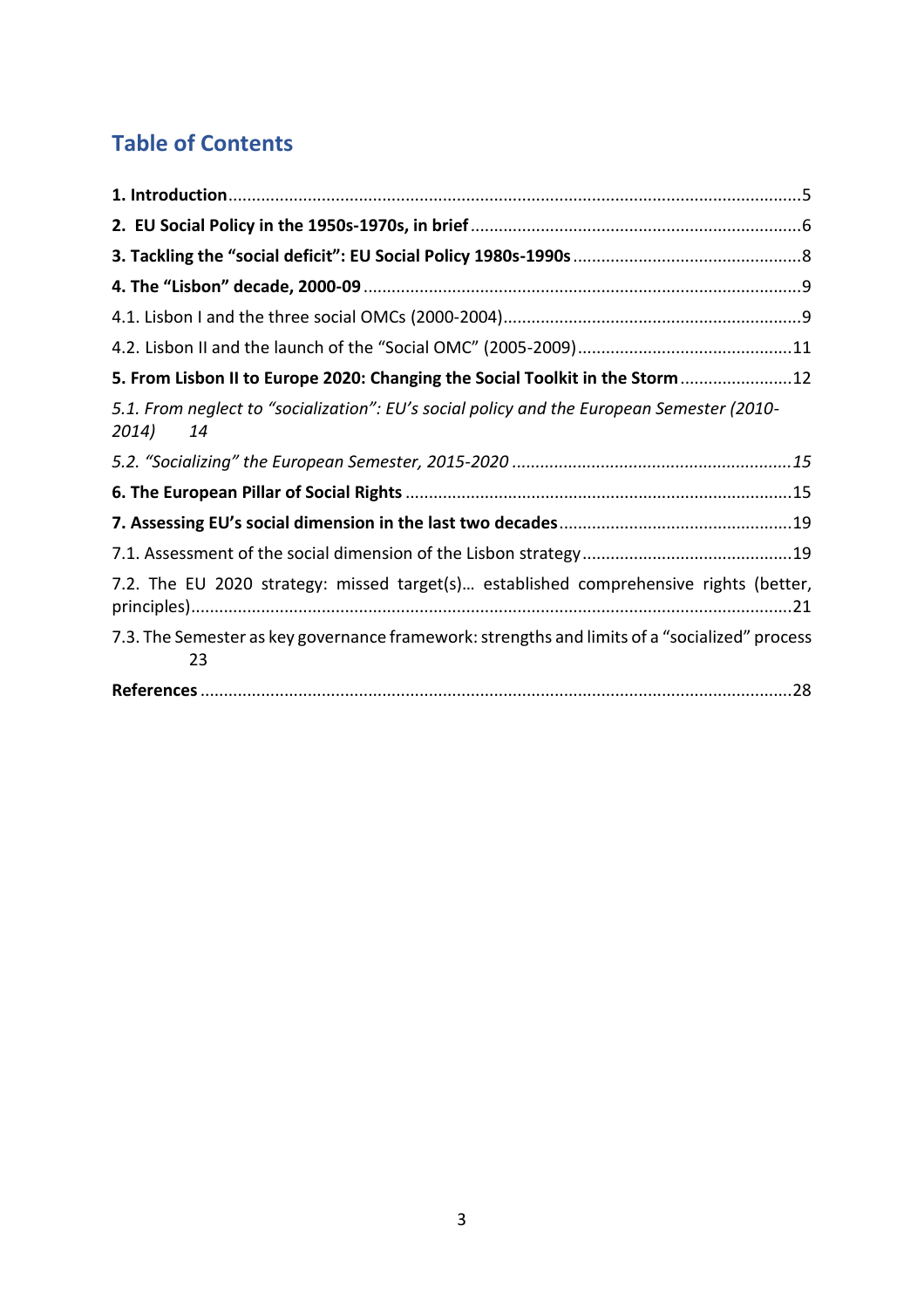## Table of Contents

**1. Introduction** .......... 5

**2. EU Social Policy in the 1950s-1970s, in brief** .......... 6

**3. Tackling the "social deficit": EU Social Policy 1980s-1990s** .......... 8

**4. The "Lisbon" decade, 2000-09** .......... 9

4.1. Lisbon I and the three social OMCs (2000-2004) .......... 9

4.2. Lisbon II and the launch of the "Social OMC" (2005-2009) .......... 11

**5. From Lisbon II to Europe 2020: Changing the Social Toolkit in the Storm** .......... 12

*5.1. From neglect to "socialization": EU's social policy and the European Semester (2010-2014)* .......... *14*

*5.2. "Socializing" the European Semester, 2015-2020* .......... *15*

**6. The European Pillar of Social Rights** .......... 15

**7. Assessing EU's social dimension in the last two decades** .......... 19

7.1. Assessment of the social dimension of the Lisbon strategy .......... 19

7.2. The EU 2020 strategy: missed target(s)… established comprehensive rights (better, principles) .......... 21

7.3. The Semester as key governance framework: strengths and limits of a "socialized" process .......... 23

**References** .......... 28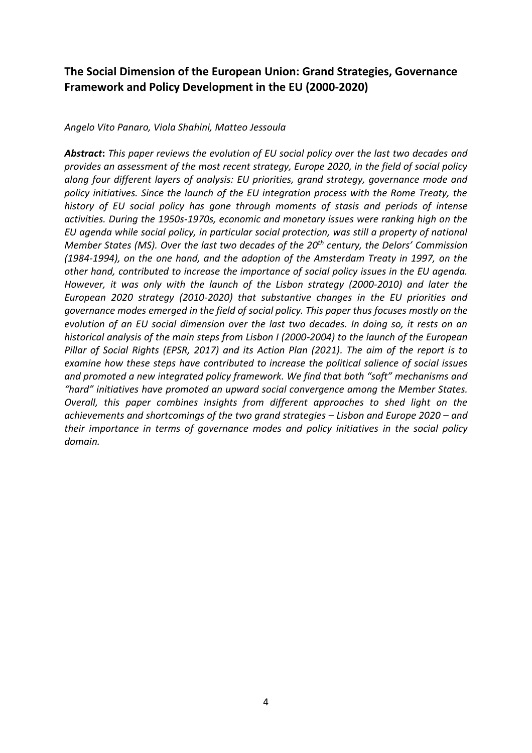## The Social Dimension of the European Union: Grand Strategies, Governance Framework and Policy Development in the EU (2000-2020)

*Angelo Vito Panaro, Viola Shahini, Matteo Jessoula*

***Abstract***: *This paper reviews the evolution of EU social policy over the last two decades and provides an assessment of the most recent strategy, Europe 2020, in the field of social policy along four different layers of analysis: EU priorities, grand strategy, governance mode and policy initiatives. Since the launch of the EU integration process with the Rome Treaty, the history of EU social policy has gone through moments of stasis and periods of intense activities. During the 1950s-1970s, economic and monetary issues were ranking high on the EU agenda while social policy, in particular social protection, was still a property of national Member States (MS). Over the last two decades of the 20th century, the Delors' Commission (1984-1994), on the one hand, and the adoption of the Amsterdam Treaty in 1997, on the other hand, contributed to increase the importance of social policy issues in the EU agenda. However, it was only with the launch of the Lisbon strategy (2000-2010) and later the European 2020 strategy (2010-2020) that substantive changes in the EU priorities and governance modes emerged in the field of social policy. This paper thus focuses mostly on the evolution of an EU social dimension over the last two decades. In doing so, it rests on an historical analysis of the main steps from Lisbon I (2000-2004) to the launch of the European Pillar of Social Rights (EPSR, 2017) and its Action Plan (2021). The aim of the report is to examine how these steps have contributed to increase the political salience of social issues and promoted a new integrated policy framework. We find that both "soft" mechanisms and "hard" initiatives have promoted an upward social convergence among the Member States. Overall, this paper combines insights from different approaches to shed light on the achievements and shortcomings of the two grand strategies – Lisbon and Europe 2020 – and their importance in terms of governance modes and policy initiatives in the social policy domain.*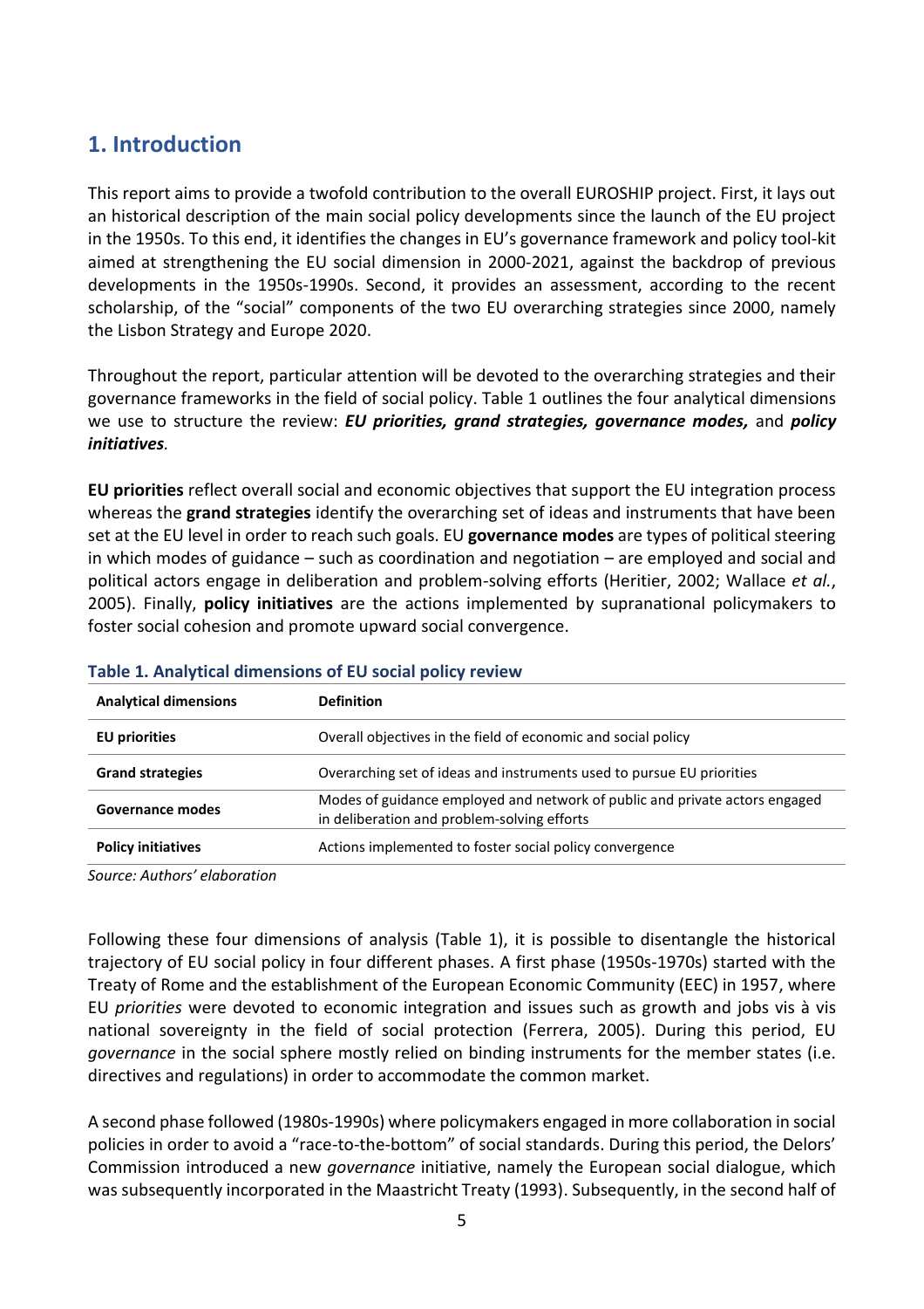## 1. Introduction

This report aims to provide a twofold contribution to the overall EUROSHIP project. First, it lays out an historical description of the main social policy developments since the launch of the EU project in the 1950s. To this end, it identifies the changes in EU's governance framework and policy tool-kit aimed at strengthening the EU social dimension in 2000-2021, against the backdrop of previous developments in the 1950s-1990s. Second, it provides an assessment, according to the recent scholarship, of the "social" components of the two EU overarching strategies since 2000, namely the Lisbon Strategy and Europe 2020.

Throughout the report, particular attention will be devoted to the overarching strategies and their governance frameworks in the field of social policy. Table 1 outlines the four analytical dimensions we use to structure the review: ***EU priorities, grand strategies, governance modes,*** and ***policy initiatives****.*

**EU priorities** reflect overall social and economic objectives that support the EU integration process whereas the **grand strategies** identify the overarching set of ideas and instruments that have been set at the EU level in order to reach such goals. EU **governance modes** are types of political steering in which modes of guidance – such as coordination and negotiation – are employed and social and political actors engage in deliberation and problem-solving efforts (Heritier, 2002; Wallace *et al.*, 2005). Finally, **policy initiatives** are the actions implemented by supranational policymakers to foster social cohesion and promote upward social convergence.

**Table 1. Analytical dimensions of EU social policy review**

| Analytical dimensions | Definition |
|---|---|
| **EU priorities** | Overall objectives in the field of economic and social policy |
| **Grand strategies** | Overarching set of ideas and instruments used to pursue EU priorities |
| **Governance modes** | Modes of guidance employed and network of public and private actors engaged in deliberation and problem-solving efforts |
| **Policy initiatives** | Actions implemented to foster social policy convergence |

*Source: Authors' elaboration*

Following these four dimensions of analysis (Table 1), it is possible to disentangle the historical trajectory of EU social policy in four different phases. A first phase (1950s-1970s) started with the Treaty of Rome and the establishment of the European Economic Community (EEC) in 1957, where EU *priorities* were devoted to economic integration and issues such as growth and jobs vis à vis national sovereignty in the field of social protection (Ferrera, 2005). During this period, EU *governance* in the social sphere mostly relied on binding instruments for the member states (i.e. directives and regulations) in order to accommodate the common market.

A second phase followed (1980s-1990s) where policymakers engaged in more collaboration in social policies in order to avoid a "race-to-the-bottom" of social standards. During this period, the Delors' Commission introduced a new *governance* initiative, namely the European social dialogue, which was subsequently incorporated in the Maastricht Treaty (1993). Subsequently, in the second half of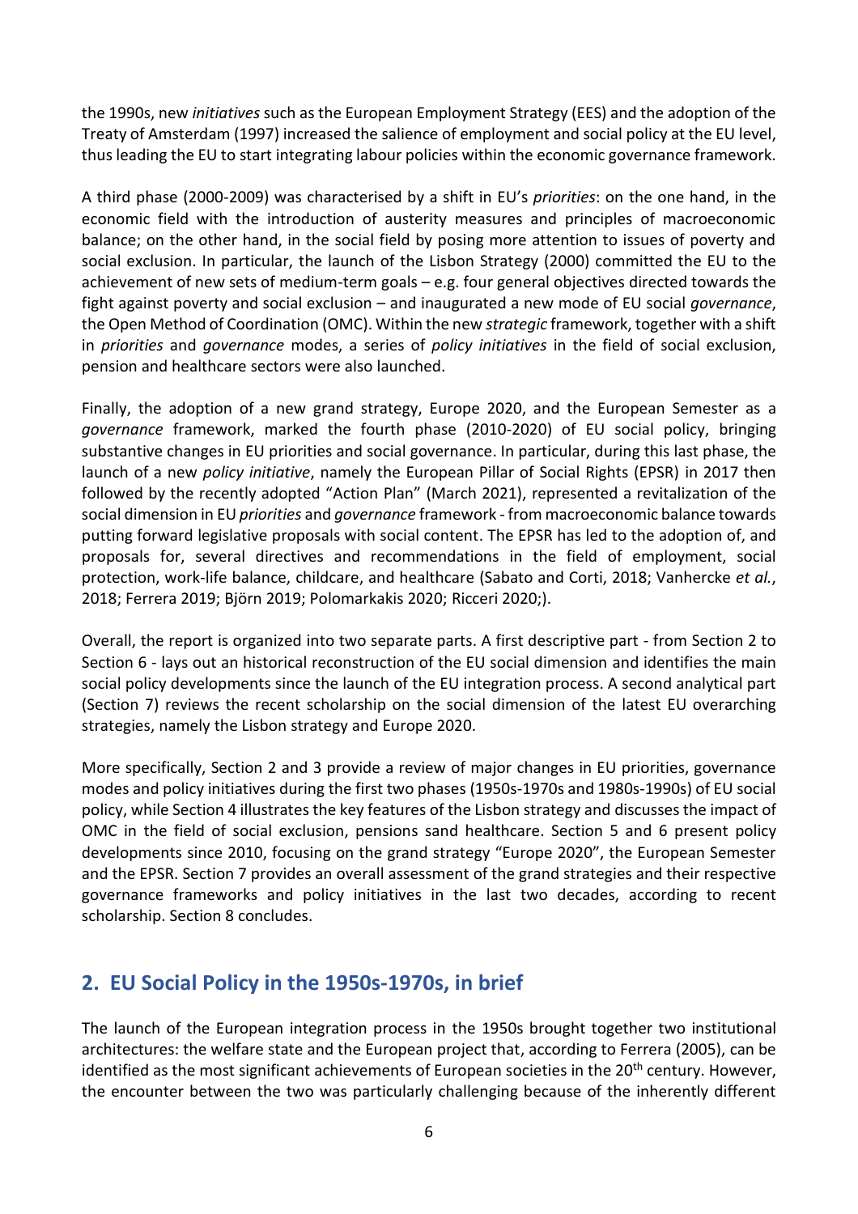the 1990s, new *initiatives* such as the European Employment Strategy (EES) and the adoption of the Treaty of Amsterdam (1997) increased the salience of employment and social policy at the EU level, thus leading the EU to start integrating labour policies within the economic governance framework.

A third phase (2000-2009) was characterised by a shift in EU's *priorities*: on the one hand, in the economic field with the introduction of austerity measures and principles of macroeconomic balance; on the other hand, in the social field by posing more attention to issues of poverty and social exclusion. In particular, the launch of the Lisbon Strategy (2000) committed the EU to the achievement of new sets of medium-term goals – e.g. four general objectives directed towards the fight against poverty and social exclusion – and inaugurated a new mode of EU social *governance*, the Open Method of Coordination (OMC). Within the new *strategic* framework, together with a shift in *priorities* and *governance* modes, a series of *policy initiatives* in the field of social exclusion, pension and healthcare sectors were also launched.

Finally, the adoption of a new grand strategy, Europe 2020, and the European Semester as a *governance* framework, marked the fourth phase (2010-2020) of EU social policy, bringing substantive changes in EU priorities and social governance. In particular, during this last phase, the launch of a new *policy initiative*, namely the European Pillar of Social Rights (EPSR) in 2017 then followed by the recently adopted "Action Plan" (March 2021), represented a revitalization of the social dimension in EU *priorities* and *governance* framework - from macroeconomic balance towards putting forward legislative proposals with social content. The EPSR has led to the adoption of, and proposals for, several directives and recommendations in the field of employment, social protection, work-life balance, childcare, and healthcare (Sabato and Corti, 2018; Vanhercke *et al.*, 2018; Ferrera 2019; Björn 2019; Polomarkakis 2020; Ricceri 2020;).

Overall, the report is organized into two separate parts. A first descriptive part - from Section 2 to Section 6 - lays out an historical reconstruction of the EU social dimension and identifies the main social policy developments since the launch of the EU integration process. A second analytical part (Section 7) reviews the recent scholarship on the social dimension of the latest EU overarching strategies, namely the Lisbon strategy and Europe 2020.

More specifically, Section 2 and 3 provide a review of major changes in EU priorities, governance modes and policy initiatives during the first two phases (1950s-1970s and 1980s-1990s) of EU social policy, while Section 4 illustrates the key features of the Lisbon strategy and discusses the impact of OMC in the field of social exclusion, pensions sand healthcare. Section 5 and 6 present policy developments since 2010, focusing on the grand strategy "Europe 2020", the European Semester and the EPSR. Section 7 provides an overall assessment of the grand strategies and their respective governance frameworks and policy initiatives in the last two decades, according to recent scholarship. Section 8 concludes.

## 2. EU Social Policy in the 1950s-1970s, in brief

The launch of the European integration process in the 1950s brought together two institutional architectures: the welfare state and the European project that, according to Ferrera (2005), can be identified as the most significant achievements of European societies in the 20th century. However, the encounter between the two was particularly challenging because of the inherently different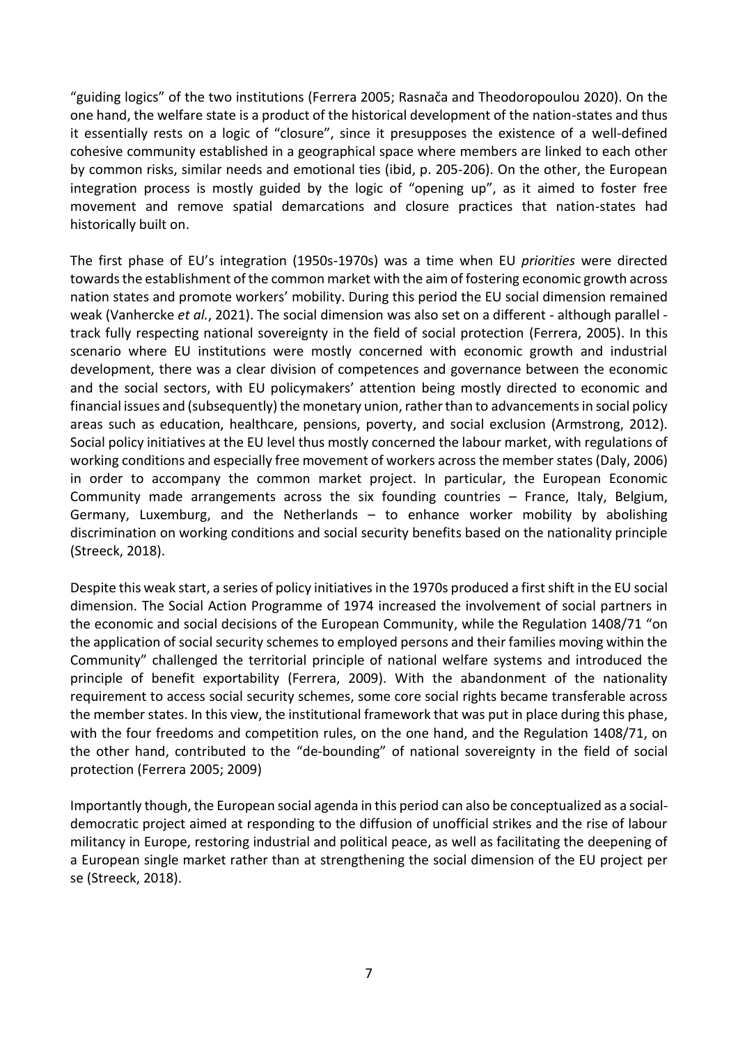"guiding logics" of the two institutions (Ferrera 2005; Rasnača and Theodoropoulou 2020). On the one hand, the welfare state is a product of the historical development of the nation-states and thus it essentially rests on a logic of "closure", since it presupposes the existence of a well-defined cohesive community established in a geographical space where members are linked to each other by common risks, similar needs and emotional ties (ibid, p. 205-206). On the other, the European integration process is mostly guided by the logic of "opening up", as it aimed to foster free movement and remove spatial demarcations and closure practices that nation-states had historically built on.

The first phase of EU's integration (1950s-1970s) was a time when EU *priorities* were directed towards the establishment of the common market with the aim of fostering economic growth across nation states and promote workers' mobility. During this period the EU social dimension remained weak (Vanhercke *et al.*, 2021). The social dimension was also set on a different - although parallel - track fully respecting national sovereignty in the field of social protection (Ferrera, 2005). In this scenario where EU institutions were mostly concerned with economic growth and industrial development, there was a clear division of competences and governance between the economic and the social sectors, with EU policymakers' attention being mostly directed to economic and financial issues and (subsequently) the monetary union, rather than to advancements in social policy areas such as education, healthcare, pensions, poverty, and social exclusion (Armstrong, 2012). Social policy initiatives at the EU level thus mostly concerned the labour market, with regulations of working conditions and especially free movement of workers across the member states (Daly, 2006) in order to accompany the common market project. In particular, the European Economic Community made arrangements across the six founding countries – France, Italy, Belgium, Germany, Luxemburg, and the Netherlands – to enhance worker mobility by abolishing discrimination on working conditions and social security benefits based on the nationality principle (Streeck, 2018).

Despite this weak start, a series of policy initiatives in the 1970s produced a first shift in the EU social dimension. The Social Action Programme of 1974 increased the involvement of social partners in the economic and social decisions of the European Community, while the Regulation 1408/71 "on the application of social security schemes to employed persons and their families moving within the Community" challenged the territorial principle of national welfare systems and introduced the principle of benefit exportability (Ferrera, 2009). With the abandonment of the nationality requirement to access social security schemes, some core social rights became transferable across the member states. In this view, the institutional framework that was put in place during this phase, with the four freedoms and competition rules, on the one hand, and the Regulation 1408/71, on the other hand, contributed to the "de-bounding" of national sovereignty in the field of social protection (Ferrera 2005; 2009)

Importantly though, the European social agenda in this period can also be conceptualized as a social-democratic project aimed at responding to the diffusion of unofficial strikes and the rise of labour militancy in Europe, restoring industrial and political peace, as well as facilitating the deepening of a European single market rather than at strengthening the social dimension of the EU project per se (Streeck, 2018).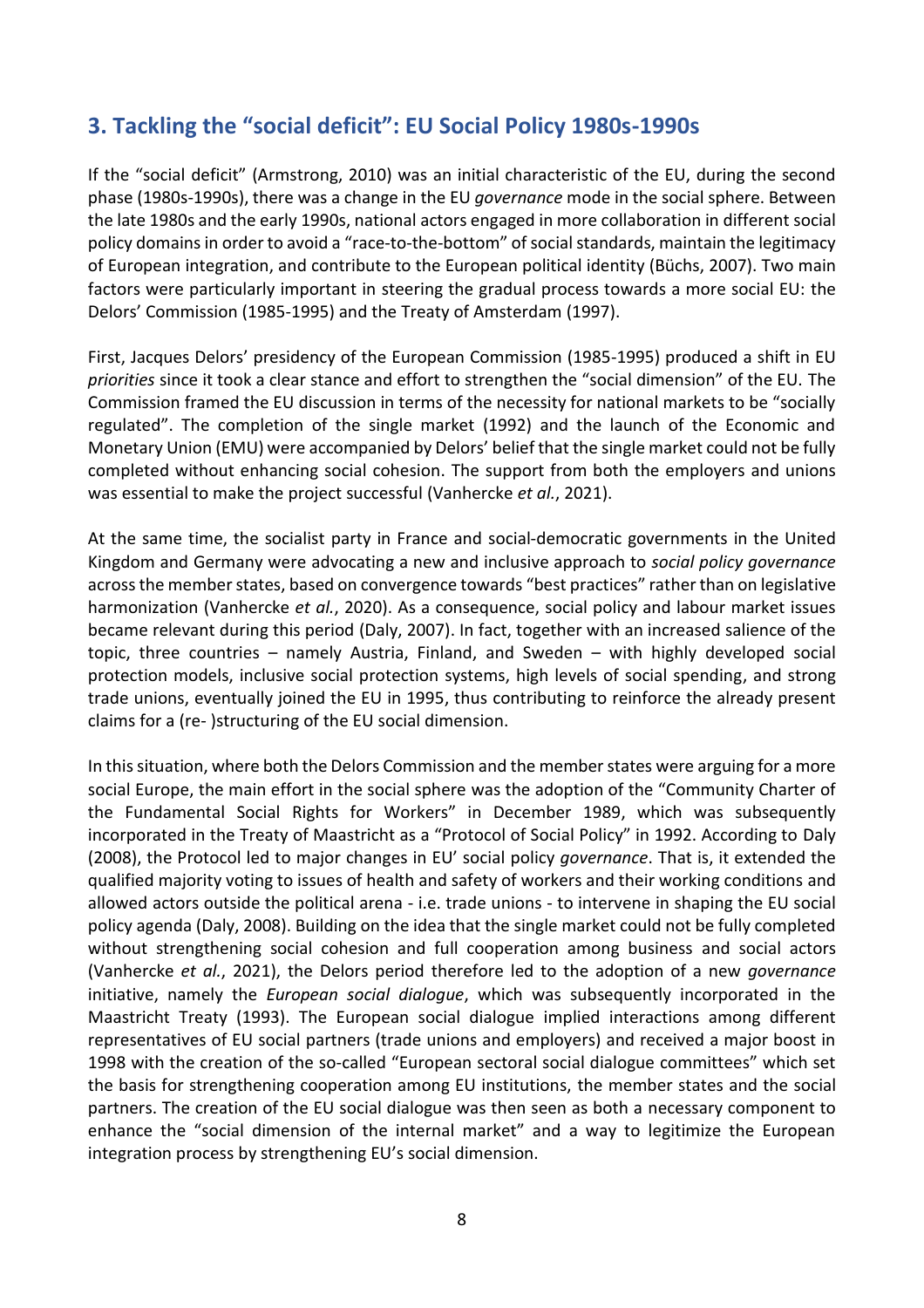## 3. Tackling the "social deficit": EU Social Policy 1980s-1990s

If the "social deficit" (Armstrong, 2010) was an initial characteristic of the EU, during the second phase (1980s-1990s), there was a change in the EU *governance* mode in the social sphere. Between the late 1980s and the early 1990s, national actors engaged in more collaboration in different social policy domains in order to avoid a "race-to-the-bottom" of social standards, maintain the legitimacy of European integration, and contribute to the European political identity (Büchs, 2007). Two main factors were particularly important in steering the gradual process towards a more social EU: the Delors' Commission (1985-1995) and the Treaty of Amsterdam (1997).

First, Jacques Delors' presidency of the European Commission (1985-1995) produced a shift in EU *priorities* since it took a clear stance and effort to strengthen the "social dimension" of the EU. The Commission framed the EU discussion in terms of the necessity for national markets to be "socially regulated". The completion of the single market (1992) and the launch of the Economic and Monetary Union (EMU) were accompanied by Delors' belief that the single market could not be fully completed without enhancing social cohesion. The support from both the employers and unions was essential to make the project successful (Vanhercke *et al.*, 2021).

At the same time, the socialist party in France and social-democratic governments in the United Kingdom and Germany were advocating a new and inclusive approach to *social policy governance* across the member states, based on convergence towards "best practices" rather than on legislative harmonization (Vanhercke *et al.*, 2020). As a consequence, social policy and labour market issues became relevant during this period (Daly, 2007). In fact, together with an increased salience of the topic, three countries – namely Austria, Finland, and Sweden – with highly developed social protection models, inclusive social protection systems, high levels of social spending, and strong trade unions, eventually joined the EU in 1995, thus contributing to reinforce the already present claims for a (re- )structuring of the EU social dimension.

In this situation, where both the Delors Commission and the member states were arguing for a more social Europe, the main effort in the social sphere was the adoption of the "Community Charter of the Fundamental Social Rights for Workers" in December 1989, which was subsequently incorporated in the Treaty of Maastricht as a "Protocol of Social Policy" in 1992. According to Daly (2008), the Protocol led to major changes in EU' social policy *governance*. That is, it extended the qualified majority voting to issues of health and safety of workers and their working conditions and allowed actors outside the political arena - i.e. trade unions - to intervene in shaping the EU social policy agenda (Daly, 2008). Building on the idea that the single market could not be fully completed without strengthening social cohesion and full cooperation among business and social actors (Vanhercke *et al.*, 2021), the Delors period therefore led to the adoption of a new *governance* initiative, namely the *European social dialogue*, which was subsequently incorporated in the Maastricht Treaty (1993). The European social dialogue implied interactions among different representatives of EU social partners (trade unions and employers) and received a major boost in 1998 with the creation of the so-called "European sectoral social dialogue committees" which set the basis for strengthening cooperation among EU institutions, the member states and the social partners. The creation of the EU social dialogue was then seen as both a necessary component to enhance the "social dimension of the internal market" and a way to legitimize the European integration process by strengthening EU's social dimension.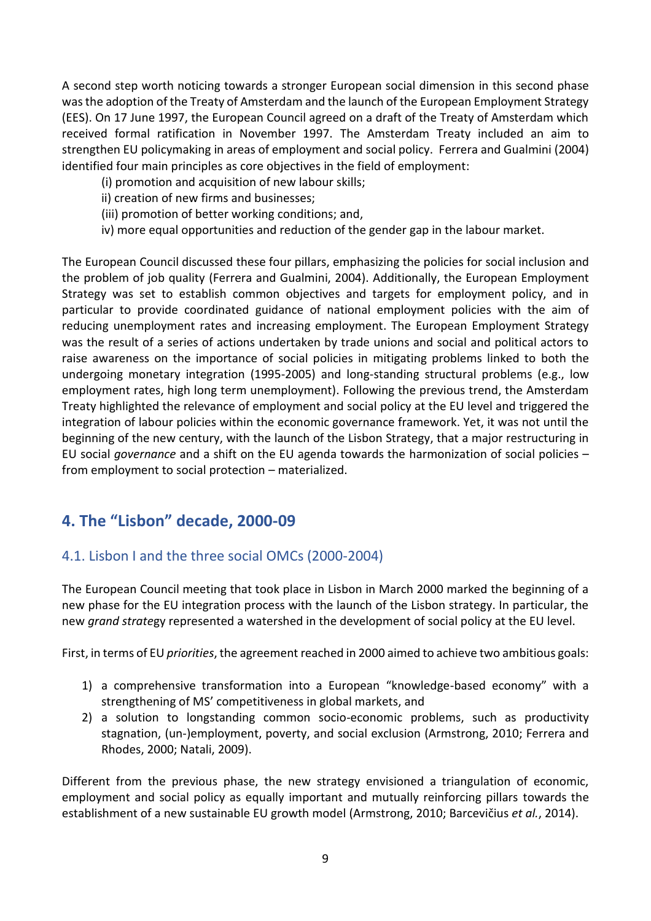A second step worth noticing towards a stronger European social dimension in this second phase was the adoption of the Treaty of Amsterdam and the launch of the European Employment Strategy (EES). On 17 June 1997, the European Council agreed on a draft of the Treaty of Amsterdam which received formal ratification in November 1997. The Amsterdam Treaty included an aim to strengthen EU policymaking in areas of employment and social policy. Ferrera and Gualmini (2004) identified four main principles as core objectives in the field of employment:

(i) promotion and acquisition of new labour skills;
ii) creation of new firms and businesses;
(iii) promotion of better working conditions; and,
iv) more equal opportunities and reduction of the gender gap in the labour market.

The European Council discussed these four pillars, emphasizing the policies for social inclusion and the problem of job quality (Ferrera and Gualmini, 2004). Additionally, the European Employment Strategy was set to establish common objectives and targets for employment policy, and in particular to provide coordinated guidance of national employment policies with the aim of reducing unemployment rates and increasing employment. The European Employment Strategy was the result of a series of actions undertaken by trade unions and social and political actors to raise awareness on the importance of social policies in mitigating problems linked to both the undergoing monetary integration (1995-2005) and long-standing structural problems (e.g., low employment rates, high long term unemployment). Following the previous trend, the Amsterdam Treaty highlighted the relevance of employment and social policy at the EU level and triggered the integration of labour policies within the economic governance framework. Yet, it was not until the beginning of the new century, with the launch of the Lisbon Strategy, that a major restructuring in EU social *governance* and a shift on the EU agenda towards the harmonization of social policies – from employment to social protection – materialized.

## 4. The "Lisbon" decade, 2000-09

### 4.1. Lisbon I and the three social OMCs (2000-2004)

The European Council meeting that took place in Lisbon in March 2000 marked the beginning of a new phase for the EU integration process with the launch of the Lisbon strategy. In particular, the new *grand strategy* represented a watershed in the development of social policy at the EU level.

First, in terms of EU *priorities*, the agreement reached in 2000 aimed to achieve two ambitious goals:

1) a comprehensive transformation into a European "knowledge-based economy" with a strengthening of MS' competitiveness in global markets, and
2) a solution to longstanding common socio-economic problems, such as productivity stagnation, (un-)employment, poverty, and social exclusion (Armstrong, 2010; Ferrera and Rhodes, 2000; Natali, 2009).

Different from the previous phase, the new strategy envisioned a triangulation of economic, employment and social policy as equally important and mutually reinforcing pillars towards the establishment of a new sustainable EU growth model (Armstrong, 2010; Barcevičius *et al.*, 2014).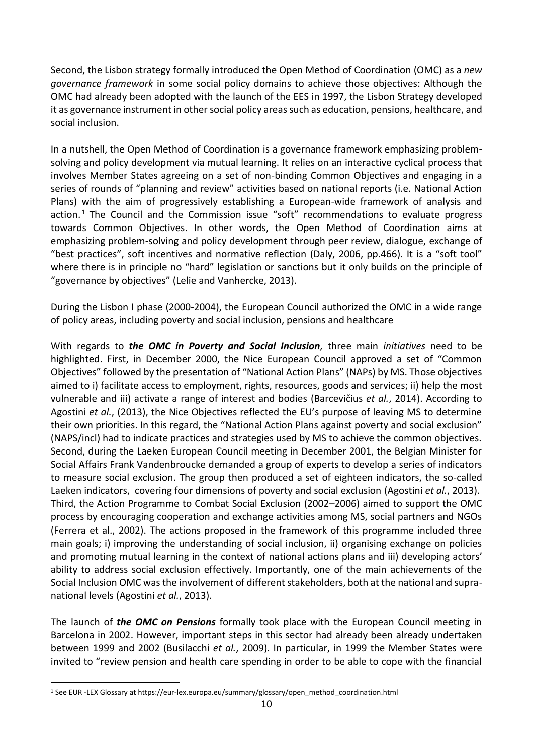Second, the Lisbon strategy formally introduced the Open Method of Coordination (OMC) as a *new governance framework* in some social policy domains to achieve those objectives: Although the OMC had already been adopted with the launch of the EES in 1997, the Lisbon Strategy developed it as governance instrument in other social policy areas such as education, pensions, healthcare, and social inclusion.

In a nutshell, the Open Method of Coordination is a governance framework emphasizing problem-solving and policy development via mutual learning. It relies on an interactive cyclical process that involves Member States agreeing on a set of non-binding Common Objectives and engaging in a series of rounds of "planning and review" activities based on national reports (i.e. National Action Plans) with the aim of progressively establishing a European-wide framework of analysis and action.[1] The Council and the Commission issue "soft" recommendations to evaluate progress towards Common Objectives. In other words, the Open Method of Coordination aims at emphasizing problem-solving and policy development through peer review, dialogue, exchange of "best practices", soft incentives and normative reflection (Daly, 2006, pp.466). It is a "soft tool" where there is in principle no "hard" legislation or sanctions but it only builds on the principle of "governance by objectives" (Lelie and Vanhercke, 2013).

During the Lisbon I phase (2000-2004), the European Council authorized the OMC in a wide range of policy areas, including poverty and social inclusion, pensions and healthcare

With regards to ***the OMC in Poverty and Social Inclusion****,* three main *initiatives* need to be highlighted. First, in December 2000, the Nice European Council approved a set of "Common Objectives" followed by the presentation of "National Action Plans" (NAPs) by MS. Those objectives aimed to i) facilitate access to employment, rights, resources, goods and services; ii) help the most vulnerable and iii) activate a range of interest and bodies (Barcevičius *et al.*, 2014). According to Agostini *et al.*, (2013), the Nice Objectives reflected the EU's purpose of leaving MS to determine their own priorities. In this regard, the "National Action Plans against poverty and social exclusion" (NAPS/incl) had to indicate practices and strategies used by MS to achieve the common objectives. Second, during the Laeken European Council meeting in December 2001, the Belgian Minister for Social Affairs Frank Vandenbroucke demanded a group of experts to develop a series of indicators to measure social exclusion. The group then produced a set of eighteen indicators, the so-called Laeken indicators, covering four dimensions of poverty and social exclusion (Agostini *et al.*, 2013). Third, the Action Programme to Combat Social Exclusion (2002–2006) aimed to support the OMC process by encouraging cooperation and exchange activities among MS, social partners and NGOs (Ferrera et al., 2002). The actions proposed in the framework of this programme included three main goals; i) improving the understanding of social inclusion, ii) organising exchange on policies and promoting mutual learning in the context of national actions plans and iii) developing actors' ability to address social exclusion effectively. Importantly, one of the main achievements of the Social Inclusion OMC was the involvement of different stakeholders, both at the national and supra-national levels (Agostini *et al.*, 2013).

The launch of ***the OMC on Pensions*** formally took place with the European Council meeting in Barcelona in 2002. However, important steps in this sector had already been already undertaken between 1999 and 2002 (Busilacchi *et al.*, 2009). In particular, in 1999 the Member States were invited to "review pension and health care spending in order to be able to cope with the financial

[1] See EUR -LEX Glossary at https://eur-lex.europa.eu/summary/glossary/open_method_coordination.html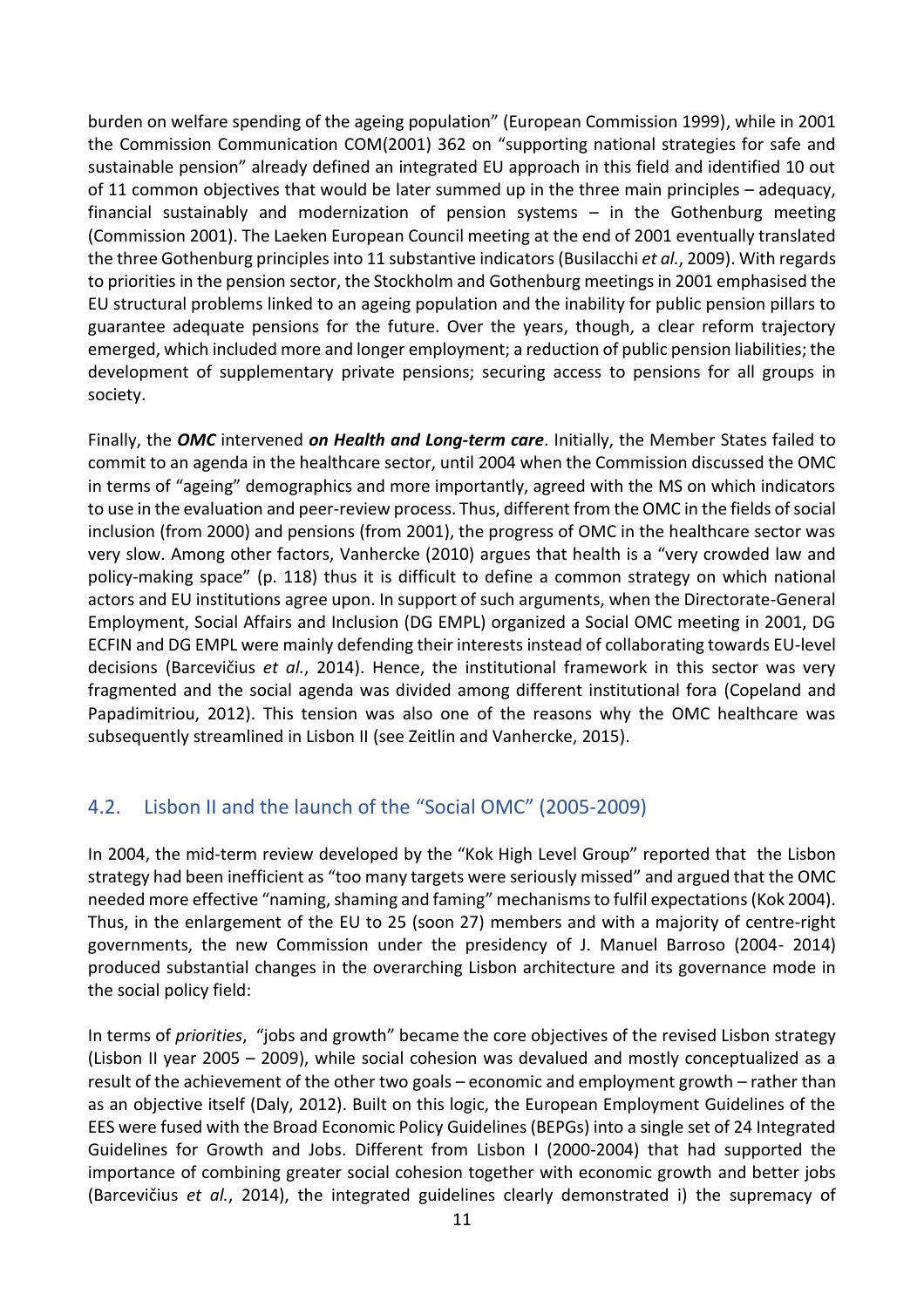burden on welfare spending of the ageing population" (European Commission 1999), while in 2001 the Commission Communication COM(2001) 362 on "supporting national strategies for safe and sustainable pension" already defined an integrated EU approach in this field and identified 10 out of 11 common objectives that would be later summed up in the three main principles – adequacy, financial sustainably and modernization of pension systems – in the Gothenburg meeting (Commission 2001). The Laeken European Council meeting at the end of 2001 eventually translated the three Gothenburg principles into 11 substantive indicators (Busilacchi *et al.*, 2009). With regards to priorities in the pension sector, the Stockholm and Gothenburg meetings in 2001 emphasised the EU structural problems linked to an ageing population and the inability for public pension pillars to guarantee adequate pensions for the future. Over the years, though, a clear reform trajectory emerged, which included more and longer employment; a reduction of public pension liabilities; the development of supplementary private pensions; securing access to pensions for all groups in society.

Finally, the ***OMC*** intervened ***on Health and Long-term care***. Initially, the Member States failed to commit to an agenda in the healthcare sector, until 2004 when the Commission discussed the OMC in terms of "ageing" demographics and more importantly, agreed with the MS on which indicators to use in the evaluation and peer-review process. Thus, different from the OMC in the fields of social inclusion (from 2000) and pensions (from 2001), the progress of OMC in the healthcare sector was very slow. Among other factors, Vanhercke (2010) argues that health is a "very crowded law and policy-making space" (p. 118) thus it is difficult to define a common strategy on which national actors and EU institutions agree upon. In support of such arguments, when the Directorate-General Employment, Social Affairs and Inclusion (DG EMPL) organized a Social OMC meeting in 2001, DG ECFIN and DG EMPL were mainly defending their interests instead of collaborating towards EU-level decisions (Barcevičius *et al.*, 2014). Hence, the institutional framework in this sector was very fragmented and the social agenda was divided among different institutional fora (Copeland and Papadimitriou, 2012). This tension was also one of the reasons why the OMC healthcare was subsequently streamlined in Lisbon II (see Zeitlin and Vanhercke, 2015).

## 4.2. Lisbon II and the launch of the "Social OMC" (2005-2009)

In 2004, the mid-term review developed by the "Kok High Level Group" reported that the Lisbon strategy had been inefficient as "too many targets were seriously missed" and argued that the OMC needed more effective "naming, shaming and faming" mechanisms to fulfil expectations (Kok 2004). Thus, in the enlargement of the EU to 25 (soon 27) members and with a majority of centre-right governments, the new Commission under the presidency of J. Manuel Barroso (2004- 2014) produced substantial changes in the overarching Lisbon architecture and its governance mode in the social policy field:

In terms of *priorities*, "jobs and growth" became the core objectives of the revised Lisbon strategy (Lisbon II year 2005 – 2009), while social cohesion was devalued and mostly conceptualized as a result of the achievement of the other two goals – economic and employment growth – rather than as an objective itself (Daly, 2012). Built on this logic, the European Employment Guidelines of the EES were fused with the Broad Economic Policy Guidelines (BEPGs) into a single set of 24 Integrated Guidelines for Growth and Jobs. Different from Lisbon I (2000-2004) that had supported the importance of combining greater social cohesion together with economic growth and better jobs (Barcevičius *et al.*, 2014), the integrated guidelines clearly demonstrated i) the supremacy of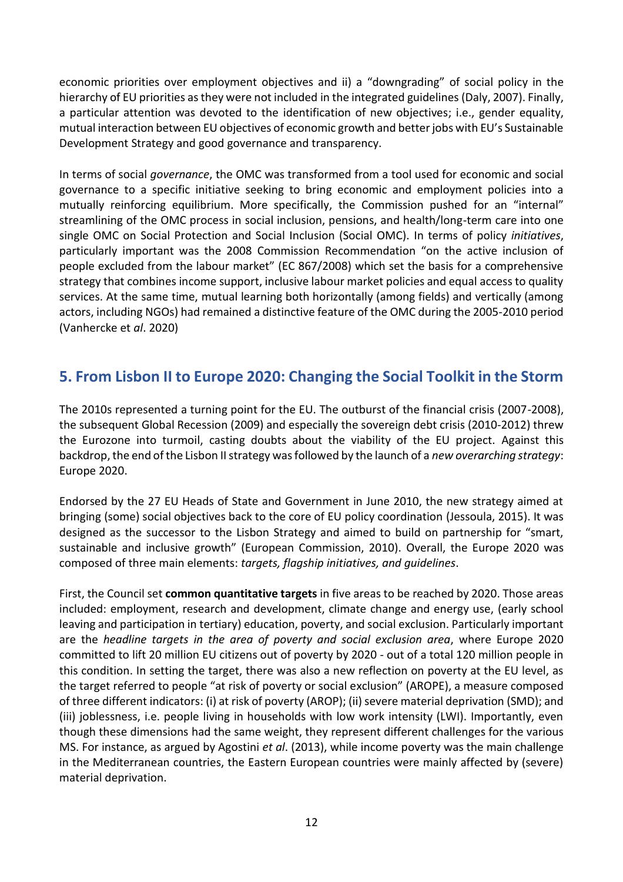economic priorities over employment objectives and ii) a "downgrading" of social policy in the hierarchy of EU priorities as they were not included in the integrated guidelines (Daly, 2007). Finally, a particular attention was devoted to the identification of new objectives; i.e., gender equality, mutual interaction between EU objectives of economic growth and better jobs with EU's Sustainable Development Strategy and good governance and transparency.

In terms of social *governance*, the OMC was transformed from a tool used for economic and social governance to a specific initiative seeking to bring economic and employment policies into a mutually reinforcing equilibrium. More specifically, the Commission pushed for an "internal" streamlining of the OMC process in social inclusion, pensions, and health/long-term care into one single OMC on Social Protection and Social Inclusion (Social OMC). In terms of policy *initiatives*, particularly important was the 2008 Commission Recommendation "on the active inclusion of people excluded from the labour market" (EC 867/2008) which set the basis for a comprehensive strategy that combines income support, inclusive labour market policies and equal access to quality services. At the same time, mutual learning both horizontally (among fields) and vertically (among actors, including NGOs) had remained a distinctive feature of the OMC during the 2005-2010 period (Vanhercke et *al*. 2020)

## 5. From Lisbon II to Europe 2020: Changing the Social Toolkit in the Storm

The 2010s represented a turning point for the EU. The outburst of the financial crisis (2007-2008), the subsequent Global Recession (2009) and especially the sovereign debt crisis (2010-2012) threw the Eurozone into turmoil, casting doubts about the viability of the EU project. Against this backdrop, the end of the Lisbon II strategy was followed by the launch of a *new overarching strategy*: Europe 2020.

Endorsed by the 27 EU Heads of State and Government in June 2010, the new strategy aimed at bringing (some) social objectives back to the core of EU policy coordination (Jessoula, 2015). It was designed as the successor to the Lisbon Strategy and aimed to build on partnership for "smart, sustainable and inclusive growth" (European Commission, 2010). Overall, the Europe 2020 was composed of three main elements: *targets, flagship initiatives, and guidelines*.

First, the Council set **common quantitative targets** in five areas to be reached by 2020. Those areas included: employment, research and development, climate change and energy use, (early school leaving and participation in tertiary) education, poverty, and social exclusion. Particularly important are the *headline targets in the area of poverty and social exclusion area*, where Europe 2020 committed to lift 20 million EU citizens out of poverty by 2020 - out of a total 120 million people in this condition. In setting the target, there was also a new reflection on poverty at the EU level, as the target referred to people "at risk of poverty or social exclusion" (AROPE), a measure composed of three different indicators: (i) at risk of poverty (AROP); (ii) severe material deprivation (SMD); and (iii) joblessness, i.e. people living in households with low work intensity (LWI). Importantly, even though these dimensions had the same weight, they represent different challenges for the various MS. For instance, as argued by Agostini *et al*. (2013), while income poverty was the main challenge in the Mediterranean countries, the Eastern European countries were mainly affected by (severe) material deprivation.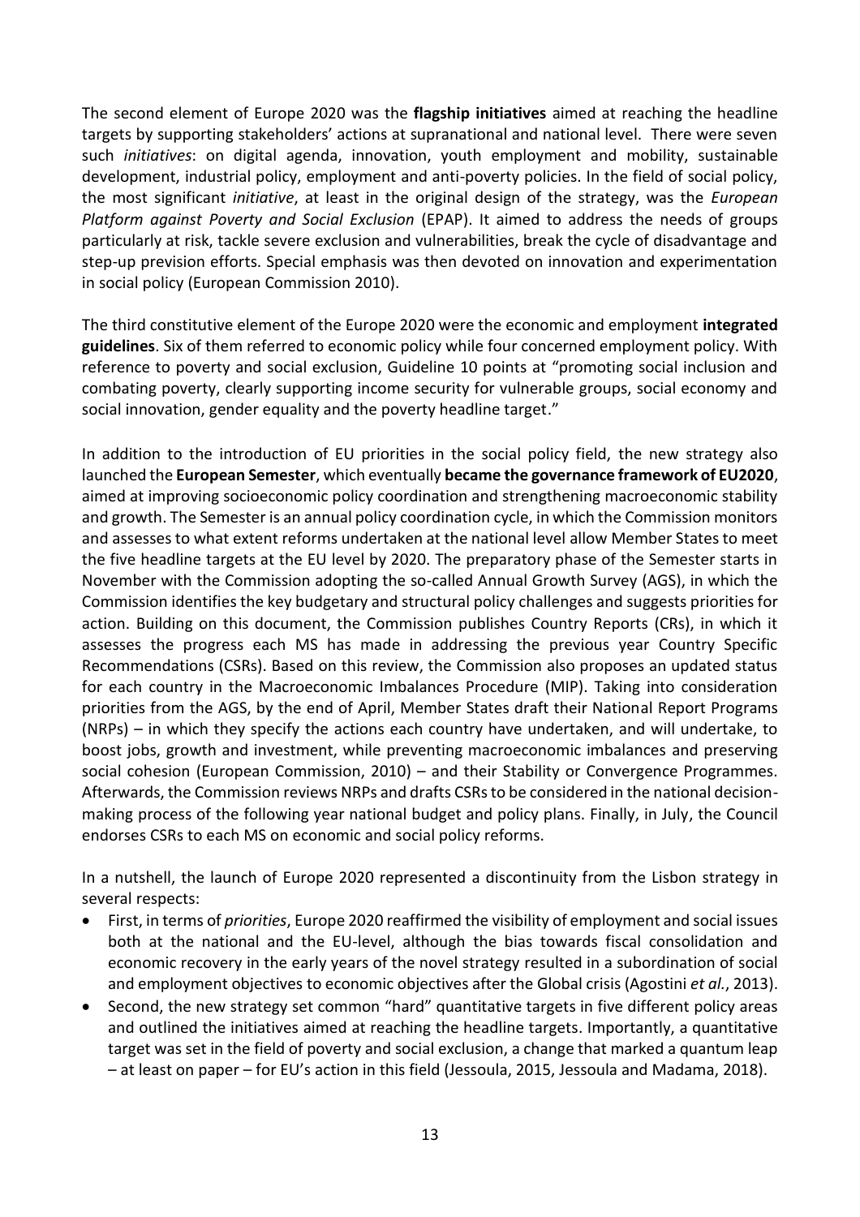The second element of Europe 2020 was the **flagship initiatives** aimed at reaching the headline targets by supporting stakeholders' actions at supranational and national level. There were seven such *initiatives*: on digital agenda, innovation, youth employment and mobility, sustainable development, industrial policy, employment and anti-poverty policies. In the field of social policy, the most significant *initiative*, at least in the original design of the strategy, was the *European Platform against Poverty and Social Exclusion* (EPAP). It aimed to address the needs of groups particularly at risk, tackle severe exclusion and vulnerabilities, break the cycle of disadvantage and step-up prevision efforts. Special emphasis was then devoted on innovation and experimentation in social policy (European Commission 2010).

The third constitutive element of the Europe 2020 were the economic and employment **integrated guidelines**. Six of them referred to economic policy while four concerned employment policy. With reference to poverty and social exclusion, Guideline 10 points at "promoting social inclusion and combating poverty, clearly supporting income security for vulnerable groups, social economy and social innovation, gender equality and the poverty headline target."

In addition to the introduction of EU priorities in the social policy field, the new strategy also launched the **European Semester**, which eventually **became the governance framework of EU2020**, aimed at improving socioeconomic policy coordination and strengthening macroeconomic stability and growth. The Semester is an annual policy coordination cycle, in which the Commission monitors and assesses to what extent reforms undertaken at the national level allow Member States to meet the five headline targets at the EU level by 2020. The preparatory phase of the Semester starts in November with the Commission adopting the so-called Annual Growth Survey (AGS), in which the Commission identifies the key budgetary and structural policy challenges and suggests priorities for action. Building on this document, the Commission publishes Country Reports (CRs), in which it assesses the progress each MS has made in addressing the previous year Country Specific Recommendations (CSRs). Based on this review, the Commission also proposes an updated status for each country in the Macroeconomic Imbalances Procedure (MIP). Taking into consideration priorities from the AGS, by the end of April, Member States draft their National Report Programs (NRPs) – in which they specify the actions each country have undertaken, and will undertake, to boost jobs, growth and investment, while preventing macroeconomic imbalances and preserving social cohesion (European Commission, 2010) – and their Stability or Convergence Programmes. Afterwards, the Commission reviews NRPs and drafts CSRs to be considered in the national decision-making process of the following year national budget and policy plans. Finally, in July, the Council endorses CSRs to each MS on economic and social policy reforms.

In a nutshell, the launch of Europe 2020 represented a discontinuity from the Lisbon strategy in several respects:

- First, in terms of *priorities*, Europe 2020 reaffirmed the visibility of employment and social issues both at the national and the EU-level, although the bias towards fiscal consolidation and economic recovery in the early years of the novel strategy resulted in a subordination of social and employment objectives to economic objectives after the Global crisis (Agostini *et al.*, 2013).
- Second, the new strategy set common "hard" quantitative targets in five different policy areas and outlined the initiatives aimed at reaching the headline targets. Importantly, a quantitative target was set in the field of poverty and social exclusion, a change that marked a quantum leap – at least on paper – for EU's action in this field (Jessoula, 2015, Jessoula and Madama, 2018).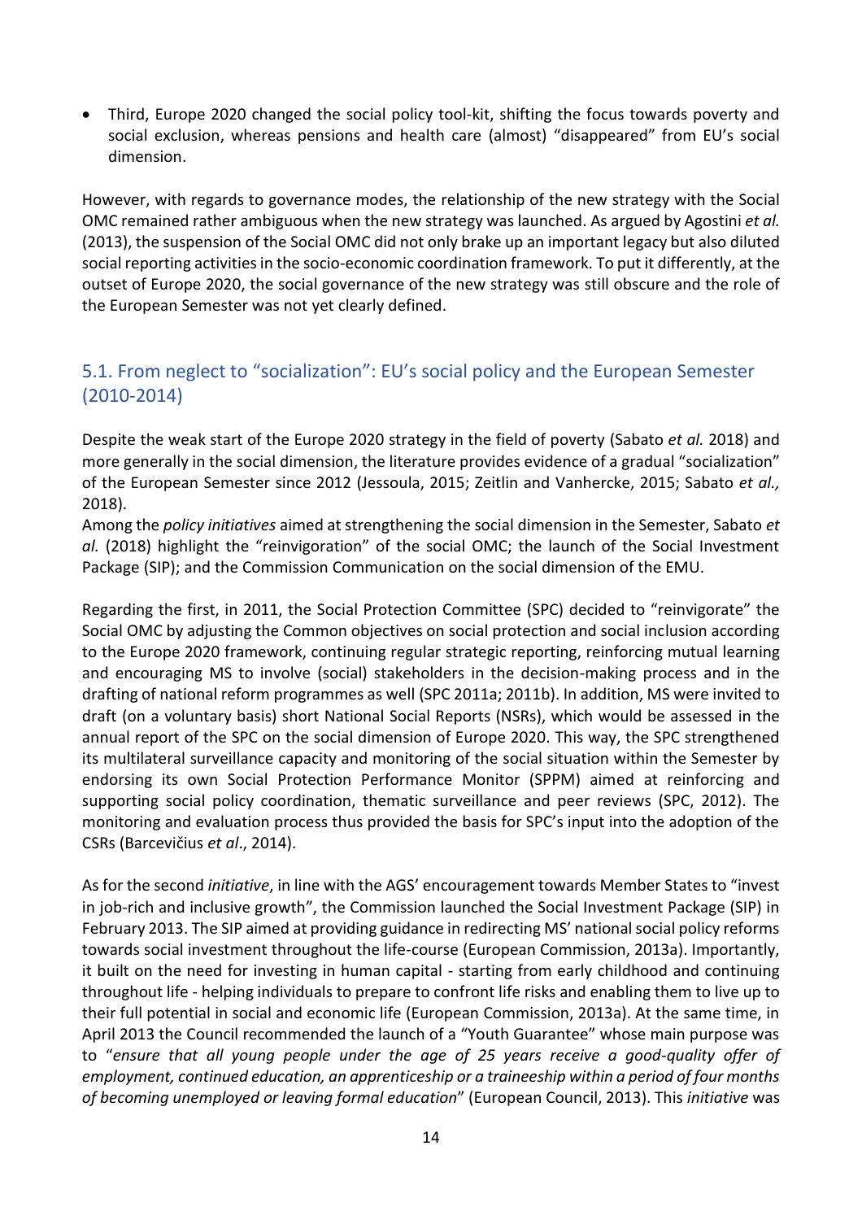- Third, Europe 2020 changed the social policy tool-kit, shifting the focus towards poverty and social exclusion, whereas pensions and health care (almost) "disappeared" from EU's social dimension.

However, with regards to governance modes, the relationship of the new strategy with the Social OMC remained rather ambiguous when the new strategy was launched. As argued by Agostini *et al.* (2013), the suspension of the Social OMC did not only brake up an important legacy but also diluted social reporting activities in the socio-economic coordination framework. To put it differently, at the outset of Europe 2020, the social governance of the new strategy was still obscure and the role of the European Semester was not yet clearly defined.

## 5.1. From neglect to "socialization": EU's social policy and the European Semester (2010-2014)

Despite the weak start of the Europe 2020 strategy in the field of poverty (Sabato *et al.* 2018) and more generally in the social dimension, the literature provides evidence of a gradual "socialization" of the European Semester since 2012 (Jessoula, 2015; Zeitlin and Vanhercke, 2015; Sabato *et al.,* 2018).
Among the *policy initiatives* aimed at strengthening the social dimension in the Semester, Sabato *et al.* (2018) highlight the "reinvigoration" of the social OMC; the launch of the Social Investment Package (SIP); and the Commission Communication on the social dimension of the EMU.

Regarding the first, in 2011, the Social Protection Committee (SPC) decided to "reinvigorate" the Social OMC by adjusting the Common objectives on social protection and social inclusion according to the Europe 2020 framework, continuing regular strategic reporting, reinforcing mutual learning and encouraging MS to involve (social) stakeholders in the decision-making process and in the drafting of national reform programmes as well (SPC 2011a; 2011b). In addition, MS were invited to draft (on a voluntary basis) short National Social Reports (NSRs), which would be assessed in the annual report of the SPC on the social dimension of Europe 2020. This way, the SPC strengthened its multilateral surveillance capacity and monitoring of the social situation within the Semester by endorsing its own Social Protection Performance Monitor (SPPM) aimed at reinforcing and supporting social policy coordination, thematic surveillance and peer reviews (SPC, 2012). The monitoring and evaluation process thus provided the basis for SPC's input into the adoption of the CSRs (Barcevičius *et al*., 2014).

As for the second *initiative*, in line with the AGS' encouragement towards Member States to "invest in job-rich and inclusive growth", the Commission launched the Social Investment Package (SIP) in February 2013. The SIP aimed at providing guidance in redirecting MS' national social policy reforms towards social investment throughout the life-course (European Commission, 2013a). Importantly, it built on the need for investing in human capital - starting from early childhood and continuing throughout life - helping individuals to prepare to confront life risks and enabling them to live up to their full potential in social and economic life (European Commission, 2013a). At the same time, in April 2013 the Council recommended the launch of a "Youth Guarantee" whose main purpose was to "*ensure that all young people under the age of 25 years receive a good-quality offer of employment, continued education, an apprenticeship or a traineeship within a period of four months of becoming unemployed or leaving formal education*" (European Council, 2013). This *initiative* was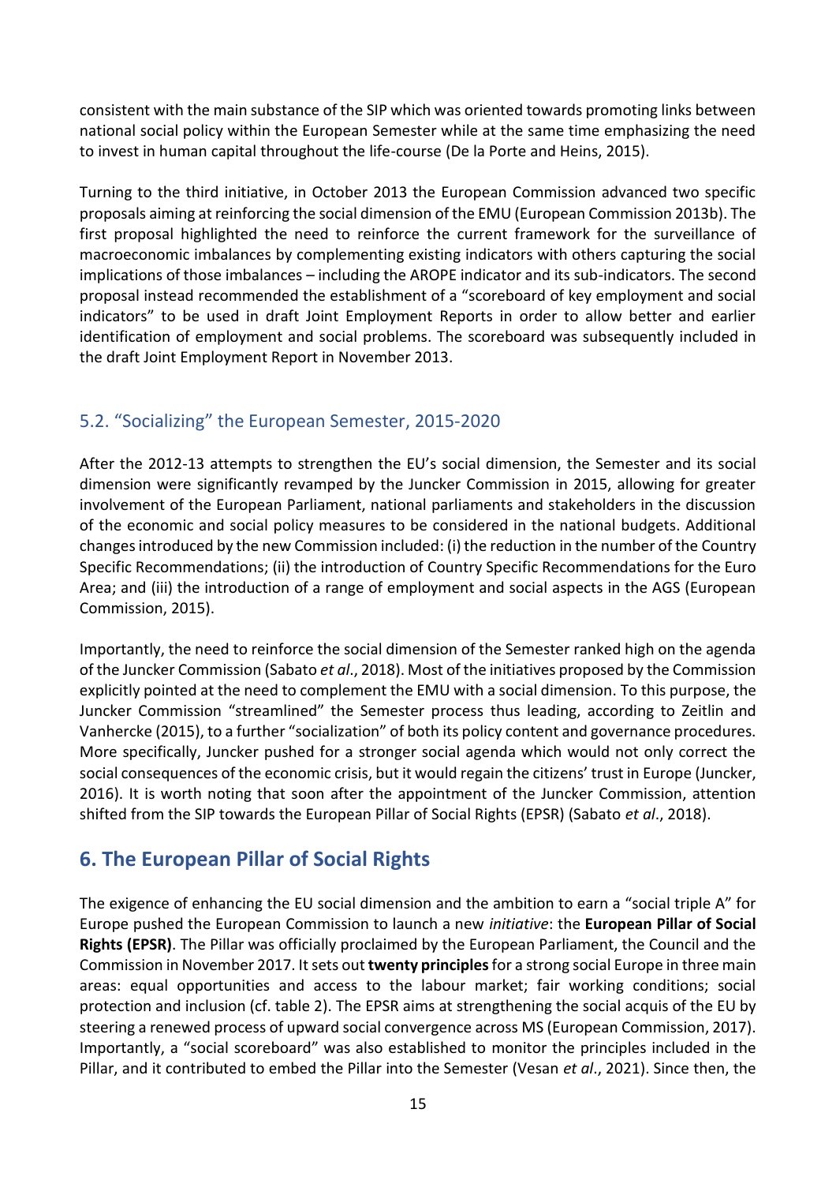consistent with the main substance of the SIP which was oriented towards promoting links between national social policy within the European Semester while at the same time emphasizing the need to invest in human capital throughout the life-course (De la Porte and Heins, 2015).

Turning to the third initiative, in October 2013 the European Commission advanced two specific proposals aiming at reinforcing the social dimension of the EMU (European Commission 2013b). The first proposal highlighted the need to reinforce the current framework for the surveillance of macroeconomic imbalances by complementing existing indicators with others capturing the social implications of those imbalances – including the AROPE indicator and its sub-indicators. The second proposal instead recommended the establishment of a "scoreboard of key employment and social indicators" to be used in draft Joint Employment Reports in order to allow better and earlier identification of employment and social problems. The scoreboard was subsequently included in the draft Joint Employment Report in November 2013.

## 5.2. "Socializing" the European Semester, 2015-2020

After the 2012-13 attempts to strengthen the EU's social dimension, the Semester and its social dimension were significantly revamped by the Juncker Commission in 2015, allowing for greater involvement of the European Parliament, national parliaments and stakeholders in the discussion of the economic and social policy measures to be considered in the national budgets. Additional changes introduced by the new Commission included: (i) the reduction in the number of the Country Specific Recommendations; (ii) the introduction of Country Specific Recommendations for the Euro Area; and (iii) the introduction of a range of employment and social aspects in the AGS (European Commission, 2015).

Importantly, the need to reinforce the social dimension of the Semester ranked high on the agenda of the Juncker Commission (Sabato *et al*., 2018). Most of the initiatives proposed by the Commission explicitly pointed at the need to complement the EMU with a social dimension. To this purpose, the Juncker Commission "streamlined" the Semester process thus leading, according to Zeitlin and Vanhercke (2015), to a further "socialization" of both its policy content and governance procedures. More specifically, Juncker pushed for a stronger social agenda which would not only correct the social consequences of the economic crisis, but it would regain the citizens' trust in Europe (Juncker, 2016). It is worth noting that soon after the appointment of the Juncker Commission, attention shifted from the SIP towards the European Pillar of Social Rights (EPSR) (Sabato *et al*., 2018).

# 6. The European Pillar of Social Rights

The exigence of enhancing the EU social dimension and the ambition to earn a "social triple A" for Europe pushed the European Commission to launch a new *initiative*: the **European Pillar of Social Rights (EPSR)**. The Pillar was officially proclaimed by the European Parliament, the Council and the Commission in November 2017. It sets out **twenty principles** for a strong social Europe in three main areas: equal opportunities and access to the labour market; fair working conditions; social protection and inclusion (cf. table 2). The EPSR aims at strengthening the social acquis of the EU by steering a renewed process of upward social convergence across MS (European Commission, 2017). Importantly, a "social scoreboard" was also established to monitor the principles included in the Pillar, and it contributed to embed the Pillar into the Semester (Vesan *et al*., 2021). Since then, the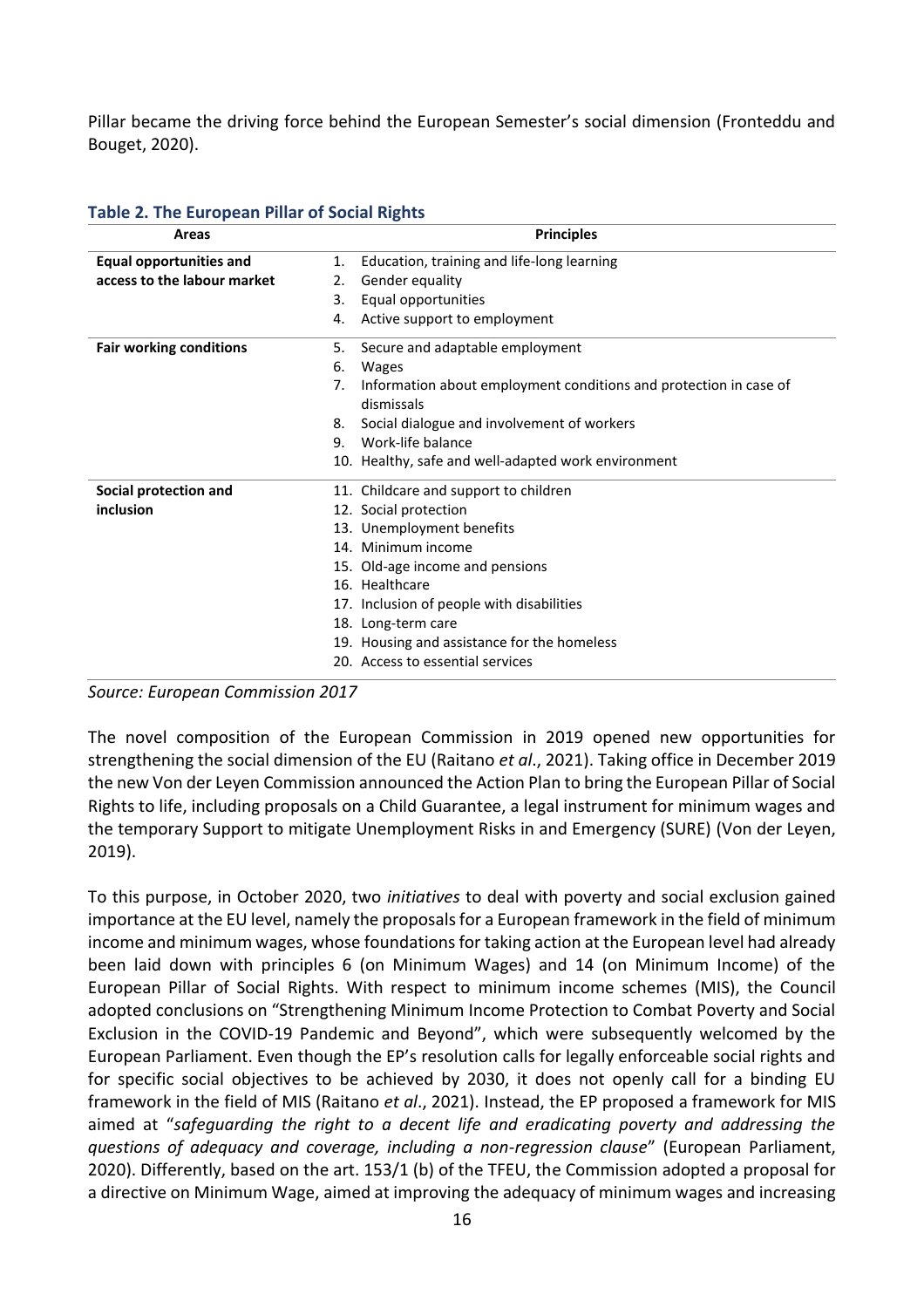Pillar became the driving force behind the European Semester's social dimension (Fronteddu and Bouget, 2020).

**Table 2. The European Pillar of Social Rights**

| Areas | Principles |
|---|---|
| **Equal opportunities and access to the labour market** | 1. Education, training and life-long learning<br>2. Gender equality<br>3. Equal opportunities<br>4. Active support to employment |
| **Fair working conditions** | 5. Secure and adaptable employment<br>6. Wages<br>7. Information about employment conditions and protection in case of dismissals<br>8. Social dialogue and involvement of workers<br>9. Work-life balance<br>10. Healthy, safe and well-adapted work environment |
| **Social protection and inclusion** | 11. Childcare and support to children<br>12. Social protection<br>13. Unemployment benefits<br>14. Minimum income<br>15. Old-age income and pensions<br>16. Healthcare<br>17. Inclusion of people with disabilities<br>18. Long-term care<br>19. Housing and assistance for the homeless<br>20. Access to essential services |

*Source: European Commission 2017*

The novel composition of the European Commission in 2019 opened new opportunities for strengthening the social dimension of the EU (Raitano *et al*., 2021). Taking office in December 2019 the new Von der Leyen Commission announced the Action Plan to bring the European Pillar of Social Rights to life, including proposals on a Child Guarantee, a legal instrument for minimum wages and the temporary Support to mitigate Unemployment Risks in and Emergency (SURE) (Von der Leyen, 2019).

To this purpose, in October 2020, two *initiatives* to deal with poverty and social exclusion gained importance at the EU level, namely the proposals for a European framework in the field of minimum income and minimum wages, whose foundations for taking action at the European level had already been laid down with principles 6 (on Minimum Wages) and 14 (on Minimum Income) of the European Pillar of Social Rights. With respect to minimum income schemes (MIS), the Council adopted conclusions on "Strengthening Minimum Income Protection to Combat Poverty and Social Exclusion in the COVID-19 Pandemic and Beyond", which were subsequently welcomed by the European Parliament. Even though the EP's resolution calls for legally enforceable social rights and for specific social objectives to be achieved by 2030, it does not openly call for a binding EU framework in the field of MIS (Raitano *et al*., 2021). Instead, the EP proposed a framework for MIS aimed at "*safeguarding the right to a decent life and eradicating poverty and addressing the questions of adequacy and coverage, including a non-regression clause*" (European Parliament, 2020). Differently, based on the art. 153/1 (b) of the TFEU, the Commission adopted a proposal for a directive on Minimum Wage, aimed at improving the adequacy of minimum wages and increasing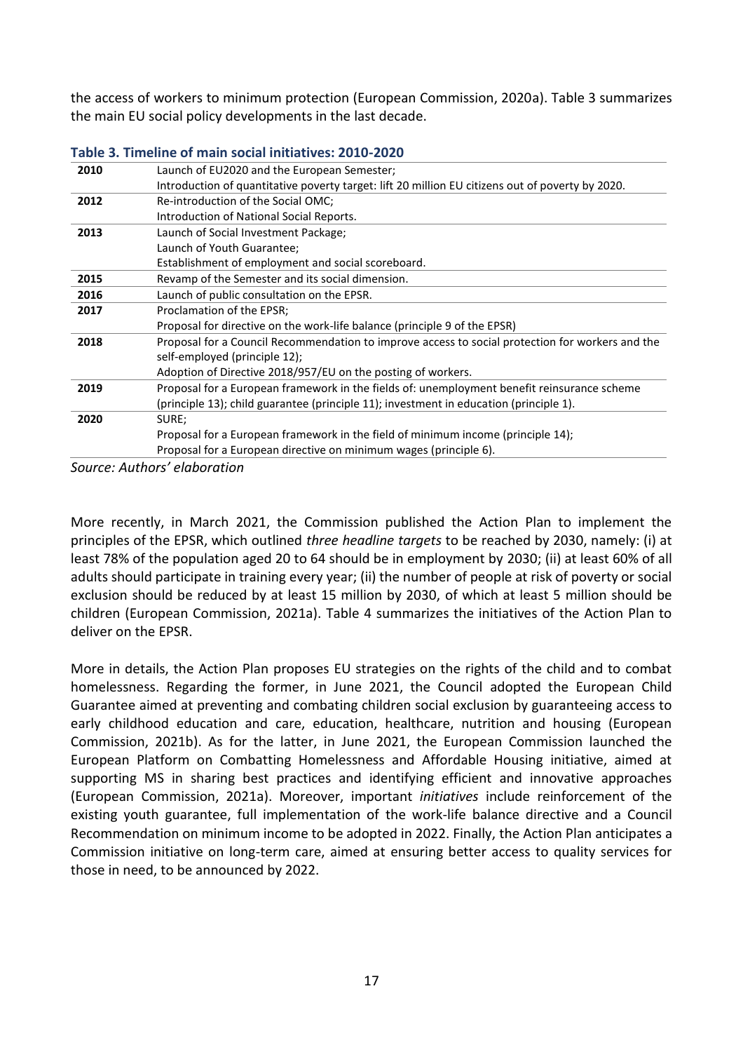the access of workers to minimum protection (European Commission, 2020a). Table 3 summarizes the main EU social policy developments in the last decade.

**Table 3. Timeline of main social initiatives: 2010-2020**

| | |
|---|---|
| **2010** | Launch of EU2020 and the European Semester;<br>Introduction of quantitative poverty target: lift 20 million EU citizens out of poverty by 2020. |
| **2012** | Re-introduction of the Social OMC;<br>Introduction of National Social Reports. |
| **2013** | Launch of Social Investment Package;<br>Launch of Youth Guarantee;<br>Establishment of employment and social scoreboard. |
| **2015** | Revamp of the Semester and its social dimension. |
| **2016** | Launch of public consultation on the EPSR. |
| **2017** | Proclamation of the EPSR;<br>Proposal for directive on the work-life balance (principle 9 of the EPSR) |
| **2018** | Proposal for a Council Recommendation to improve access to social protection for workers and the self-employed (principle 12);<br>Adoption of Directive 2018/957/EU on the posting of workers. |
| **2019** | Proposal for a European framework in the fields of: unemployment benefit reinsurance scheme (principle 13); child guarantee (principle 11); investment in education (principle 1). |
| **2020** | SURE;<br>Proposal for a European framework in the field of minimum income (principle 14);<br>Proposal for a European directive on minimum wages (principle 6). |

*Source: Authors' elaboration*

More recently, in March 2021, the Commission published the Action Plan to implement the principles of the EPSR, which outlined *three headline targets* to be reached by 2030, namely: (i) at least 78% of the population aged 20 to 64 should be in employment by 2030; (ii) at least 60% of all adults should participate in training every year; (ii) the number of people at risk of poverty or social exclusion should be reduced by at least 15 million by 2030, of which at least 5 million should be children (European Commission, 2021a). Table 4 summarizes the initiatives of the Action Plan to deliver on the EPSR.

More in details, the Action Plan proposes EU strategies on the rights of the child and to combat homelessness. Regarding the former, in June 2021, the Council adopted the European Child Guarantee aimed at preventing and combating children social exclusion by guaranteeing access to early childhood education and care, education, healthcare, nutrition and housing (European Commission, 2021b). As for the latter, in June 2021, the European Commission launched the European Platform on Combatting Homelessness and Affordable Housing initiative, aimed at supporting MS in sharing best practices and identifying efficient and innovative approaches (European Commission, 2021a). Moreover, important *initiatives* include reinforcement of the existing youth guarantee, full implementation of the work-life balance directive and a Council Recommendation on minimum income to be adopted in 2022. Finally, the Action Plan anticipates a Commission initiative on long-term care, aimed at ensuring better access to quality services for those in need, to be announced by 2022.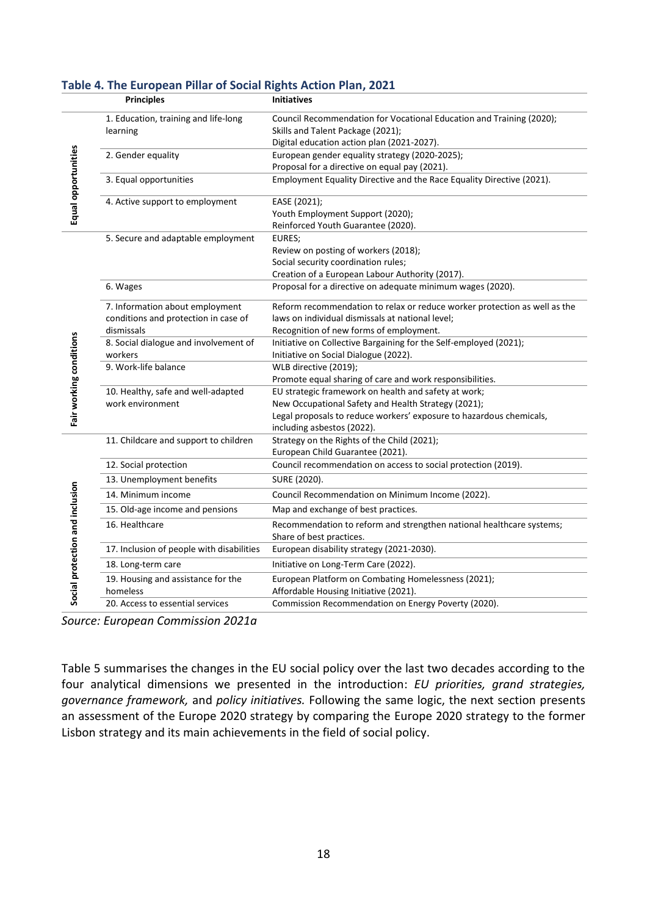**Table 4. The European Pillar of Social Rights Action Plan, 2021**

| | Principles | Initiatives |
|---|---|---|
| Equal opportunities | 1. Education, training and life-long learning | Council Recommendation for Vocational Education and Training (2020); Skills and Talent Package (2021); Digital education action plan (2021-2027). |
| | 2. Gender equality | European gender equality strategy (2020-2025); Proposal for a directive on equal pay (2021). |
| | 3. Equal opportunities | Employment Equality Directive and the Race Equality Directive (2021). |
| | 4. Active support to employment | EASE (2021); Youth Employment Support (2020); Reinforced Youth Guarantee (2020). |
| Fair working conditions | 5. Secure and adaptable employment | EURES; Review on posting of workers (2018); Social security coordination rules; Creation of a European Labour Authority (2017). |
| | 6. Wages | Proposal for a directive on adequate minimum wages (2020). |
| | 7. Information about employment conditions and protection in case of dismissals | Reform recommendation to relax or reduce worker protection as well as the laws on individual dismissals at national level; Recognition of new forms of employment. |
| | 8. Social dialogue and involvement of workers | Initiative on Collective Bargaining for the Self-employed (2021); Initiative on Social Dialogue (2022). |
| | 9. Work-life balance | WLB directive (2019); Promote equal sharing of care and work responsibilities. |
| | 10. Healthy, safe and well-adapted work environment | EU strategic framework on health and safety at work; New Occupational Safety and Health Strategy (2021); Legal proposals to reduce workers' exposure to hazardous chemicals, including asbestos (2022). |
| Social protection and inclusion | 11. Childcare and support to children | Strategy on the Rights of the Child (2021); European Child Guarantee (2021). |
| | 12. Social protection | Council recommendation on access to social protection (2019). |
| | 13. Unemployment benefits | SURE (2020). |
| | 14. Minimum income | Council Recommendation on Minimum Income (2022). |
| | 15. Old-age income and pensions | Map and exchange of best practices. |
| | 16. Healthcare | Recommendation to reform and strengthen national healthcare systems; Share of best practices. |
| | 17. Inclusion of people with disabilities | European disability strategy (2021-2030). |
| | 18. Long-term care | Initiative on Long-Term Care (2022). |
| | 19. Housing and assistance for the homeless | European Platform on Combating Homelessness (2021); Affordable Housing Initiative (2021). |
| | 20. Access to essential services | Commission Recommendation on Energy Poverty (2020). |

*Source: European Commission 2021a*

Table 5 summarises the changes in the EU social policy over the last two decades according to the four analytical dimensions we presented in the introduction: *EU priorities, grand strategies, governance framework,* and *policy initiatives.* Following the same logic, the next section presents an assessment of the Europe 2020 strategy by comparing the Europe 2020 strategy to the former Lisbon strategy and its main achievements in the field of social policy.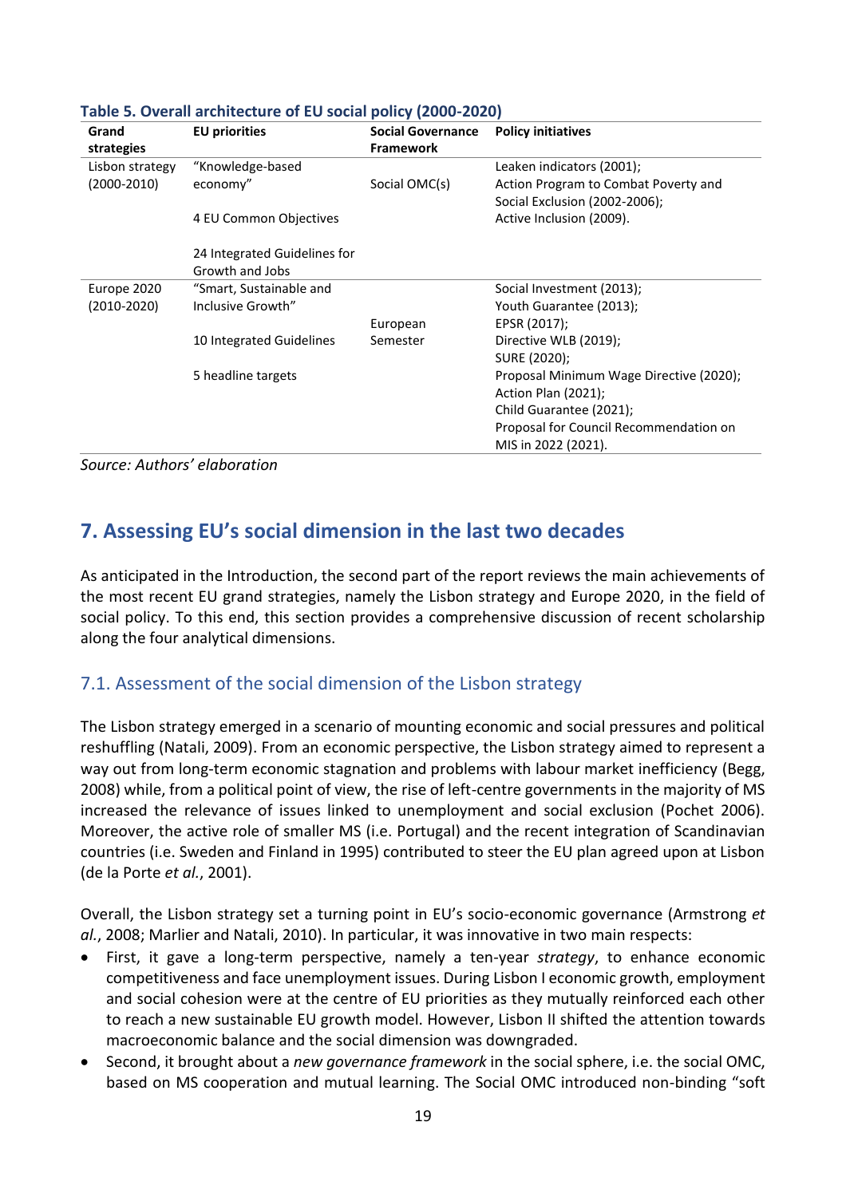**Table 5. Overall architecture of EU social policy (2000-2020)**

| Grand strategies | EU priorities | Social Governance Framework | Policy initiatives |
|---|---|---|---|
| Lisbon strategy (2000-2010) | "Knowledge-based economy"<br><br>4 EU Common Objectives<br><br>24 Integrated Guidelines for Growth and Jobs | Social OMC(s) | Leaken indicators (2001);<br>Action Program to Combat Poverty and Social Exclusion (2002-2006);<br>Active Inclusion (2009). |
| Europe 2020 (2010-2020) | "Smart, Sustainable and Inclusive Growth"<br><br>10 Integrated Guidelines<br><br>5 headline targets | European Semester | Social Investment (2013);<br>Youth Guarantee (2013);<br>EPSR (2017);<br>Directive WLB (2019);<br>SURE (2020);<br>Proposal Minimum Wage Directive (2020);<br>Action Plan (2021);<br>Child Guarantee (2021);<br>Proposal for Council Recommendation on MIS in 2022 (2021). |

*Source: Authors' elaboration*

# 7. Assessing EU's social dimension in the last two decades

As anticipated in the Introduction, the second part of the report reviews the main achievements of the most recent EU grand strategies, namely the Lisbon strategy and Europe 2020, in the field of social policy. To this end, this section provides a comprehensive discussion of recent scholarship along the four analytical dimensions.

## 7.1. Assessment of the social dimension of the Lisbon strategy

The Lisbon strategy emerged in a scenario of mounting economic and social pressures and political reshuffling (Natali, 2009). From an economic perspective, the Lisbon strategy aimed to represent a way out from long-term economic stagnation and problems with labour market inefficiency (Begg, 2008) while, from a political point of view, the rise of left-centre governments in the majority of MS increased the relevance of issues linked to unemployment and social exclusion (Pochet 2006). Moreover, the active role of smaller MS (i.e. Portugal) and the recent integration of Scandinavian countries (i.e. Sweden and Finland in 1995) contributed to steer the EU plan agreed upon at Lisbon (de la Porte *et al.*, 2001).

Overall, the Lisbon strategy set a turning point in EU's socio-economic governance (Armstrong *et al.*, 2008; Marlier and Natali, 2010). In particular, it was innovative in two main respects:

- First, it gave a long-term perspective, namely a ten-year *strategy*, to enhance economic competitiveness and face unemployment issues. During Lisbon I economic growth, employment and social cohesion were at the centre of EU priorities as they mutually reinforced each other to reach a new sustainable EU growth model. However, Lisbon II shifted the attention towards macroeconomic balance and the social dimension was downgraded.
- Second, it brought about a *new governance framework* in the social sphere, i.e. the social OMC, based on MS cooperation and mutual learning. The Social OMC introduced non-binding "soft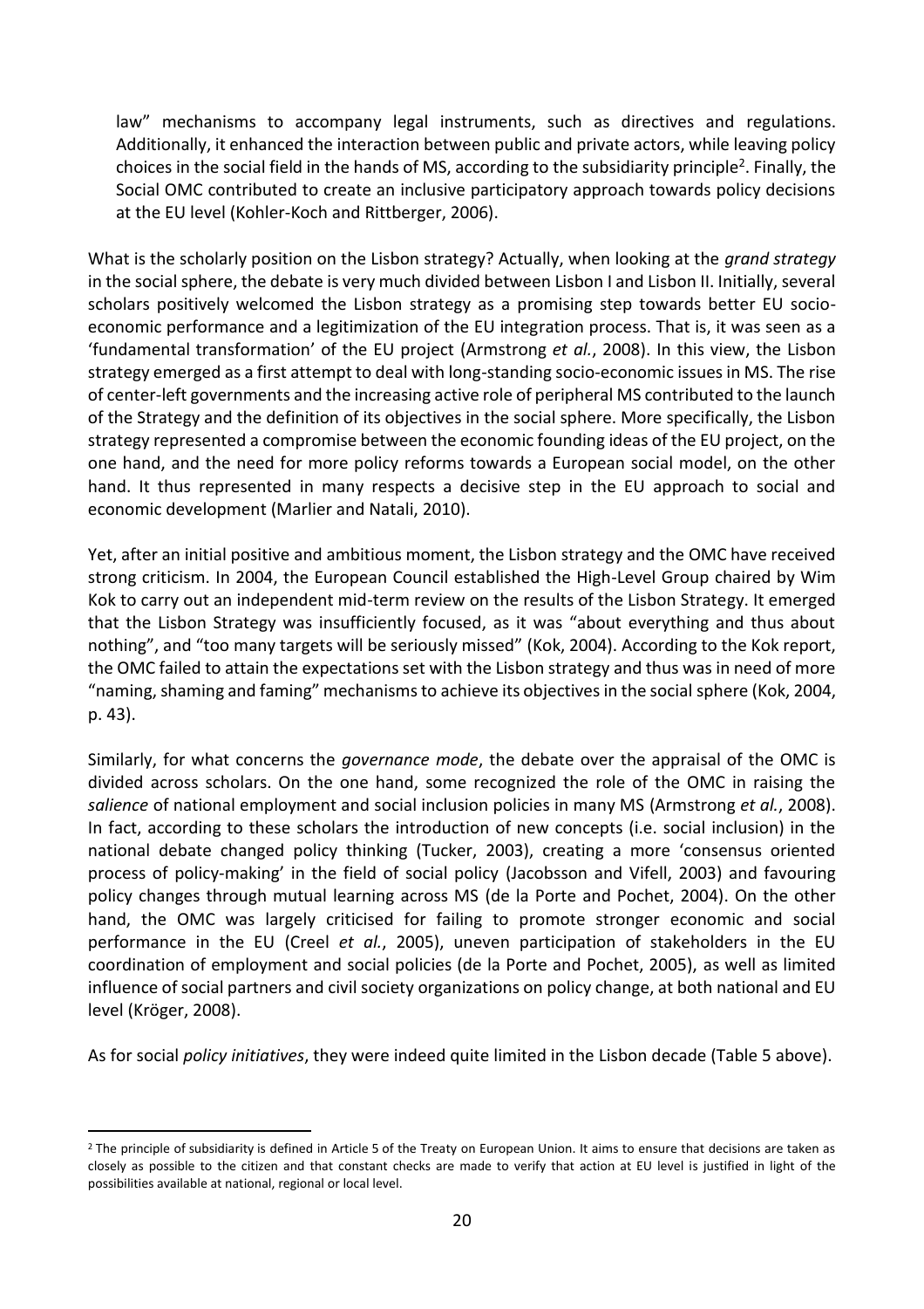law" mechanisms to accompany legal instruments, such as directives and regulations. Additionally, it enhanced the interaction between public and private actors, while leaving policy choices in the social field in the hands of MS, according to the subsidiarity principle[2]. Finally, the Social OMC contributed to create an inclusive participatory approach towards policy decisions at the EU level (Kohler-Koch and Rittberger, 2006).

What is the scholarly position on the Lisbon strategy? Actually, when looking at the *grand strategy* in the social sphere, the debate is very much divided between Lisbon I and Lisbon II. Initially, several scholars positively welcomed the Lisbon strategy as a promising step towards better EU socio-economic performance and a legitimization of the EU integration process. That is, it was seen as a 'fundamental transformation' of the EU project (Armstrong *et al.*, 2008). In this view, the Lisbon strategy emerged as a first attempt to deal with long-standing socio-economic issues in MS. The rise of center-left governments and the increasing active role of peripheral MS contributed to the launch of the Strategy and the definition of its objectives in the social sphere. More specifically, the Lisbon strategy represented a compromise between the economic founding ideas of the EU project, on the one hand, and the need for more policy reforms towards a European social model, on the other hand. It thus represented in many respects a decisive step in the EU approach to social and economic development (Marlier and Natali, 2010).

Yet, after an initial positive and ambitious moment, the Lisbon strategy and the OMC have received strong criticism. In 2004, the European Council established the High-Level Group chaired by Wim Kok to carry out an independent mid-term review on the results of the Lisbon Strategy. It emerged that the Lisbon Strategy was insufficiently focused, as it was "about everything and thus about nothing", and "too many targets will be seriously missed" (Kok, 2004). According to the Kok report, the OMC failed to attain the expectations set with the Lisbon strategy and thus was in need of more "naming, shaming and faming" mechanisms to achieve its objectives in the social sphere (Kok, 2004, p. 43).

Similarly, for what concerns the *governance mode*, the debate over the appraisal of the OMC is divided across scholars. On the one hand, some recognized the role of the OMC in raising the *salience* of national employment and social inclusion policies in many MS (Armstrong *et al.*, 2008). In fact, according to these scholars the introduction of new concepts (i.e. social inclusion) in the national debate changed policy thinking (Tucker, 2003), creating a more 'consensus oriented process of policy-making' in the field of social policy (Jacobsson and Vifell, 2003) and favouring policy changes through mutual learning across MS (de la Porte and Pochet, 2004). On the other hand, the OMC was largely criticised for failing to promote stronger economic and social performance in the EU (Creel *et al.*, 2005), uneven participation of stakeholders in the EU coordination of employment and social policies (de la Porte and Pochet, 2005), as well as limited influence of social partners and civil society organizations on policy change, at both national and EU level (Kröger, 2008).

As for social *policy initiatives*, they were indeed quite limited in the Lisbon decade (Table 5 above).

[2] The principle of subsidiarity is defined in Article 5 of the Treaty on European Union. It aims to ensure that decisions are taken as closely as possible to the citizen and that constant checks are made to verify that action at EU level is justified in light of the possibilities available at national, regional or local level.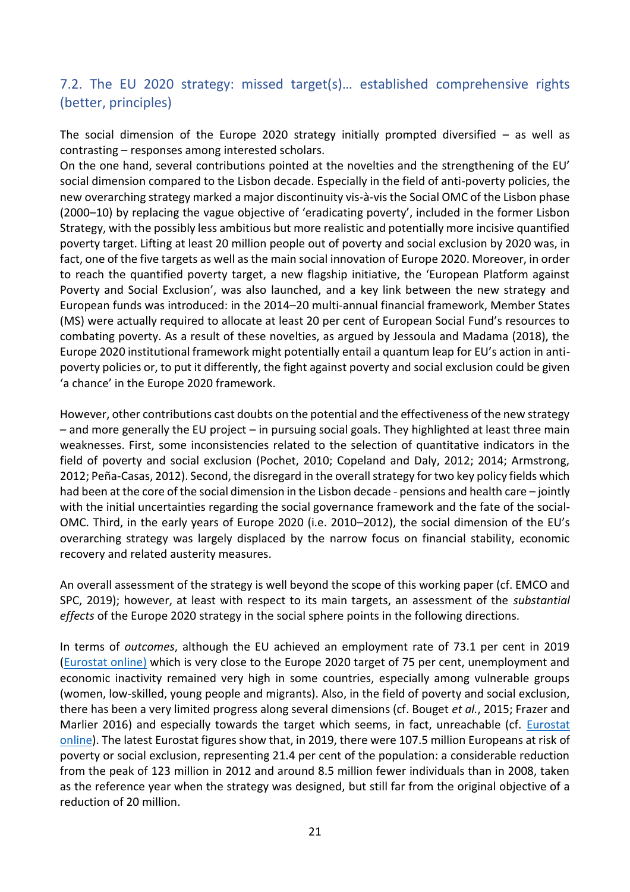## 7.2. The EU 2020 strategy: missed target(s)… established comprehensive rights (better, principles)

The social dimension of the Europe 2020 strategy initially prompted diversified – as well as contrasting – responses among interested scholars.

On the one hand, several contributions pointed at the novelties and the strengthening of the EU' social dimension compared to the Lisbon decade. Especially in the field of anti-poverty policies, the new overarching strategy marked a major discontinuity vis-à-vis the Social OMC of the Lisbon phase (2000–10) by replacing the vague objective of 'eradicating poverty', included in the former Lisbon Strategy, with the possibly less ambitious but more realistic and potentially more incisive quantified poverty target. Lifting at least 20 million people out of poverty and social exclusion by 2020 was, in fact, one of the five targets as well as the main social innovation of Europe 2020. Moreover, in order to reach the quantified poverty target, a new flagship initiative, the 'European Platform against Poverty and Social Exclusion', was also launched, and a key link between the new strategy and European funds was introduced: in the 2014–20 multi-annual financial framework, Member States (MS) were actually required to allocate at least 20 per cent of European Social Fund's resources to combating poverty. As a result of these novelties, as argued by Jessoula and Madama (2018), the Europe 2020 institutional framework might potentially entail a quantum leap for EU's action in anti-poverty policies or, to put it differently, the fight against poverty and social exclusion could be given 'a chance' in the Europe 2020 framework.

However, other contributions cast doubts on the potential and the effectiveness of the new strategy – and more generally the EU project – in pursuing social goals. They highlighted at least three main weaknesses. First, some inconsistencies related to the selection of quantitative indicators in the field of poverty and social exclusion (Pochet, 2010; Copeland and Daly, 2012; 2014; Armstrong, 2012; Peña-Casas, 2012). Second, the disregard in the overall strategy for two key policy fields which had been at the core of the social dimension in the Lisbon decade - pensions and health care – jointly with the initial uncertainties regarding the social governance framework and the fate of the social-OMC. Third, in the early years of Europe 2020 (i.e. 2010–2012), the social dimension of the EU's overarching strategy was largely displaced by the narrow focus on financial stability, economic recovery and related austerity measures.

An overall assessment of the strategy is well beyond the scope of this working paper (cf. EMCO and SPC, 2019); however, at least with respect to its main targets, an assessment of the *substantial effects* of the Europe 2020 strategy in the social sphere points in the following directions.

In terms of *outcomes*, although the EU achieved an employment rate of 73.1 per cent in 2019 (Eurostat online) which is very close to the Europe 2020 target of 75 per cent, unemployment and economic inactivity remained very high in some countries, especially among vulnerable groups (women, low-skilled, young people and migrants). Also, in the field of poverty and social exclusion, there has been a very limited progress along several dimensions (cf. Bouget *et al.*, 2015; Frazer and Marlier 2016) and especially towards the target which seems, in fact, unreachable (cf. Eurostat online). The latest Eurostat figures show that, in 2019, there were 107.5 million Europeans at risk of poverty or social exclusion, representing 21.4 per cent of the population: a considerable reduction from the peak of 123 million in 2012 and around 8.5 million fewer individuals than in 2008, taken as the reference year when the strategy was designed, but still far from the original objective of a reduction of 20 million.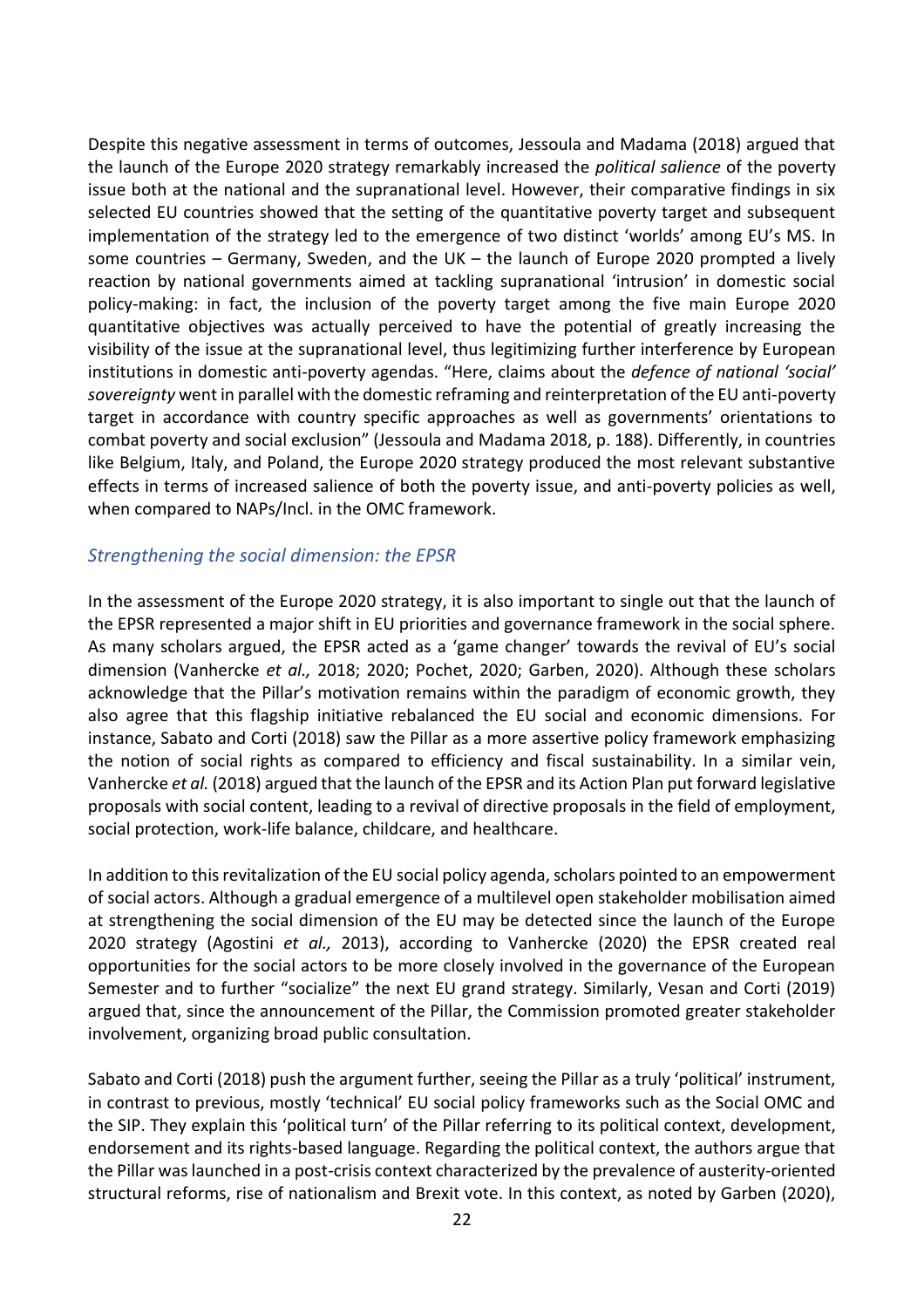Despite this negative assessment in terms of outcomes, Jessoula and Madama (2018) argued that the launch of the Europe 2020 strategy remarkably increased the *political salience* of the poverty issue both at the national and the supranational level. However, their comparative findings in six selected EU countries showed that the setting of the quantitative poverty target and subsequent implementation of the strategy led to the emergence of two distinct 'worlds' among EU's MS. In some countries – Germany, Sweden, and the UK – the launch of Europe 2020 prompted a lively reaction by national governments aimed at tackling supranational 'intrusion' in domestic social policy-making: in fact, the inclusion of the poverty target among the five main Europe 2020 quantitative objectives was actually perceived to have the potential of greatly increasing the visibility of the issue at the supranational level, thus legitimizing further interference by European institutions in domestic anti-poverty agendas. "Here, claims about the *defence of national 'social' sovereignty* went in parallel with the domestic reframing and reinterpretation of the EU anti-poverty target in accordance with country specific approaches as well as governments' orientations to combat poverty and social exclusion" (Jessoula and Madama 2018, p. 188). Differently, in countries like Belgium, Italy, and Poland, the Europe 2020 strategy produced the most relevant substantive effects in terms of increased salience of both the poverty issue, and anti-poverty policies as well, when compared to NAPs/Incl. in the OMC framework.

### *Strengthening the social dimension: the EPSR*

In the assessment of the Europe 2020 strategy, it is also important to single out that the launch of the EPSR represented a major shift in EU priorities and governance framework in the social sphere. As many scholars argued, the EPSR acted as a 'game changer' towards the revival of EU's social dimension (Vanhercke *et al.,* 2018; 2020; Pochet, 2020; Garben, 2020). Although these scholars acknowledge that the Pillar's motivation remains within the paradigm of economic growth, they also agree that this flagship initiative rebalanced the EU social and economic dimensions. For instance, Sabato and Corti (2018) saw the Pillar as a more assertive policy framework emphasizing the notion of social rights as compared to efficiency and fiscal sustainability. In a similar vein, Vanhercke *et al.* (2018) argued that the launch of the EPSR and its Action Plan put forward legislative proposals with social content, leading to a revival of directive proposals in the field of employment, social protection, work-life balance, childcare, and healthcare.

In addition to this revitalization of the EU social policy agenda, scholars pointed to an empowerment of social actors. Although a gradual emergence of a multilevel open stakeholder mobilisation aimed at strengthening the social dimension of the EU may be detected since the launch of the Europe 2020 strategy (Agostini *et al.,* 2013), according to Vanhercke (2020) the EPSR created real opportunities for the social actors to be more closely involved in the governance of the European Semester and to further "socialize" the next EU grand strategy. Similarly, Vesan and Corti (2019) argued that, since the announcement of the Pillar, the Commission promoted greater stakeholder involvement, organizing broad public consultation.

Sabato and Corti (2018) push the argument further, seeing the Pillar as a truly 'political' instrument, in contrast to previous, mostly 'technical' EU social policy frameworks such as the Social OMC and the SIP. They explain this 'political turn' of the Pillar referring to its political context, development, endorsement and its rights-based language. Regarding the political context, the authors argue that the Pillar was launched in a post-crisis context characterized by the prevalence of austerity-oriented structural reforms, rise of nationalism and Brexit vote. In this context, as noted by Garben (2020),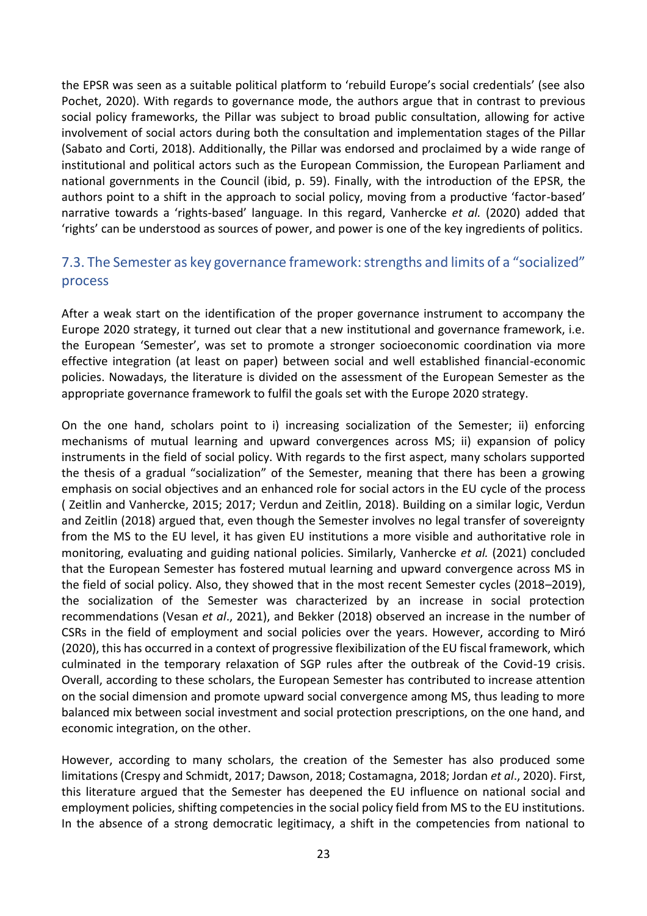the EPSR was seen as a suitable political platform to 'rebuild Europe's social credentials' (see also Pochet, 2020). With regards to governance mode, the authors argue that in contrast to previous social policy frameworks, the Pillar was subject to broad public consultation, allowing for active involvement of social actors during both the consultation and implementation stages of the Pillar (Sabato and Corti, 2018). Additionally, the Pillar was endorsed and proclaimed by a wide range of institutional and political actors such as the European Commission, the European Parliament and national governments in the Council (ibid, p. 59). Finally, with the introduction of the EPSR, the authors point to a shift in the approach to social policy, moving from a productive 'factor-based' narrative towards a 'rights-based' language. In this regard, Vanhercke *et al.* (2020) added that 'rights' can be understood as sources of power, and power is one of the key ingredients of politics.

## 7.3. The Semester as key governance framework: strengths and limits of a "socialized" process

After a weak start on the identification of the proper governance instrument to accompany the Europe 2020 strategy, it turned out clear that a new institutional and governance framework, i.e. the European 'Semester', was set to promote a stronger socioeconomic coordination via more effective integration (at least on paper) between social and well established financial-economic policies. Nowadays, the literature is divided on the assessment of the European Semester as the appropriate governance framework to fulfil the goals set with the Europe 2020 strategy.

On the one hand, scholars point to i) increasing socialization of the Semester; ii) enforcing mechanisms of mutual learning and upward convergences across MS; ii) expansion of policy instruments in the field of social policy. With regards to the first aspect, many scholars supported the thesis of a gradual "socialization" of the Semester, meaning that there has been a growing emphasis on social objectives and an enhanced role for social actors in the EU cycle of the process ( Zeitlin and Vanhercke, 2015; 2017; Verdun and Zeitlin, 2018). Building on a similar logic, Verdun and Zeitlin (2018) argued that, even though the Semester involves no legal transfer of sovereignty from the MS to the EU level, it has given EU institutions a more visible and authoritative role in monitoring, evaluating and guiding national policies. Similarly, Vanhercke *et al.* (2021) concluded that the European Semester has fostered mutual learning and upward convergence across MS in the field of social policy. Also, they showed that in the most recent Semester cycles (2018–2019), the socialization of the Semester was characterized by an increase in social protection recommendations (Vesan *et al*., 2021), and Bekker (2018) observed an increase in the number of CSRs in the field of employment and social policies over the years. However, according to Miró (2020), this has occurred in a context of progressive flexibilization of the EU fiscal framework, which culminated in the temporary relaxation of SGP rules after the outbreak of the Covid-19 crisis. Overall, according to these scholars, the European Semester has contributed to increase attention on the social dimension and promote upward social convergence among MS, thus leading to more balanced mix between social investment and social protection prescriptions, on the one hand, and economic integration, on the other.

However, according to many scholars, the creation of the Semester has also produced some limitations (Crespy and Schmidt, 2017; Dawson, 2018; Costamagna, 2018; Jordan *et al*., 2020). First, this literature argued that the Semester has deepened the EU influence on national social and employment policies, shifting competencies in the social policy field from MS to the EU institutions. In the absence of a strong democratic legitimacy, a shift in the competencies from national to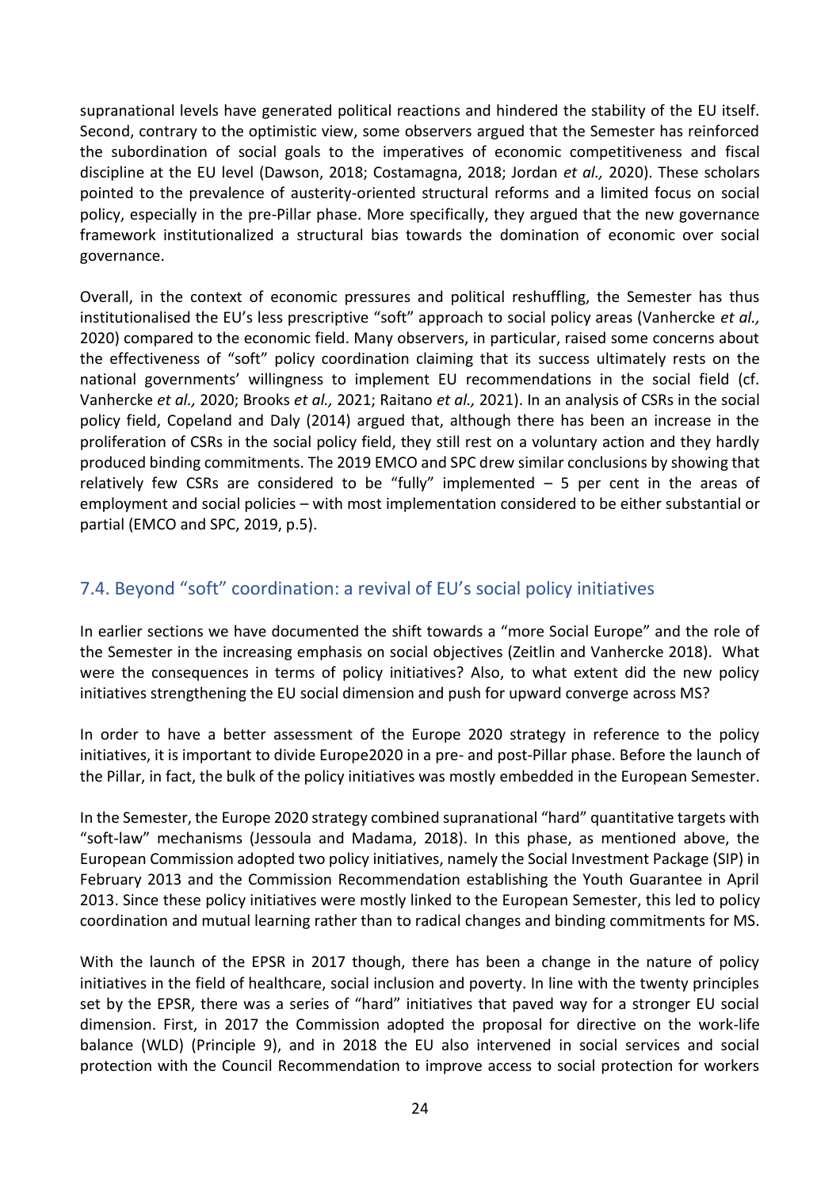supranational levels have generated political reactions and hindered the stability of the EU itself. Second, contrary to the optimistic view, some observers argued that the Semester has reinforced the subordination of social goals to the imperatives of economic competitiveness and fiscal discipline at the EU level (Dawson, 2018; Costamagna, 2018; Jordan *et al.,* 2020). These scholars pointed to the prevalence of austerity-oriented structural reforms and a limited focus on social policy, especially in the pre-Pillar phase. More specifically, they argued that the new governance framework institutionalized a structural bias towards the domination of economic over social governance.

Overall, in the context of economic pressures and political reshuffling, the Semester has thus institutionalised the EU's less prescriptive "soft" approach to social policy areas (Vanhercke *et al.,* 2020) compared to the economic field. Many observers, in particular, raised some concerns about the effectiveness of "soft" policy coordination claiming that its success ultimately rests on the national governments' willingness to implement EU recommendations in the social field (cf. Vanhercke *et al.,* 2020; Brooks *et al.,* 2021; Raitano *et al.,* 2021). In an analysis of CSRs in the social policy field, Copeland and Daly (2014) argued that, although there has been an increase in the proliferation of CSRs in the social policy field, they still rest on a voluntary action and they hardly produced binding commitments. The 2019 EMCO and SPC drew similar conclusions by showing that relatively few CSRs are considered to be "fully" implemented – 5 per cent in the areas of employment and social policies – with most implementation considered to be either substantial or partial (EMCO and SPC, 2019, p.5).

## 7.4. Beyond "soft" coordination: a revival of EU's social policy initiatives

In earlier sections we have documented the shift towards a "more Social Europe" and the role of the Semester in the increasing emphasis on social objectives (Zeitlin and Vanhercke 2018). What were the consequences in terms of policy initiatives? Also, to what extent did the new policy initiatives strengthening the EU social dimension and push for upward converge across MS?

In order to have a better assessment of the Europe 2020 strategy in reference to the policy initiatives, it is important to divide Europe2020 in a pre- and post-Pillar phase. Before the launch of the Pillar, in fact, the bulk of the policy initiatives was mostly embedded in the European Semester.

In the Semester, the Europe 2020 strategy combined supranational "hard" quantitative targets with "soft-law" mechanisms (Jessoula and Madama, 2018). In this phase, as mentioned above, the European Commission adopted two policy initiatives, namely the Social Investment Package (SIP) in February 2013 and the Commission Recommendation establishing the Youth Guarantee in April 2013. Since these policy initiatives were mostly linked to the European Semester, this led to policy coordination and mutual learning rather than to radical changes and binding commitments for MS.

With the launch of the EPSR in 2017 though, there has been a change in the nature of policy initiatives in the field of healthcare, social inclusion and poverty. In line with the twenty principles set by the EPSR, there was a series of "hard" initiatives that paved way for a stronger EU social dimension. First, in 2017 the Commission adopted the proposal for directive on the work-life balance (WLD) (Principle 9), and in 2018 the EU also intervened in social services and social protection with the Council Recommendation to improve access to social protection for workers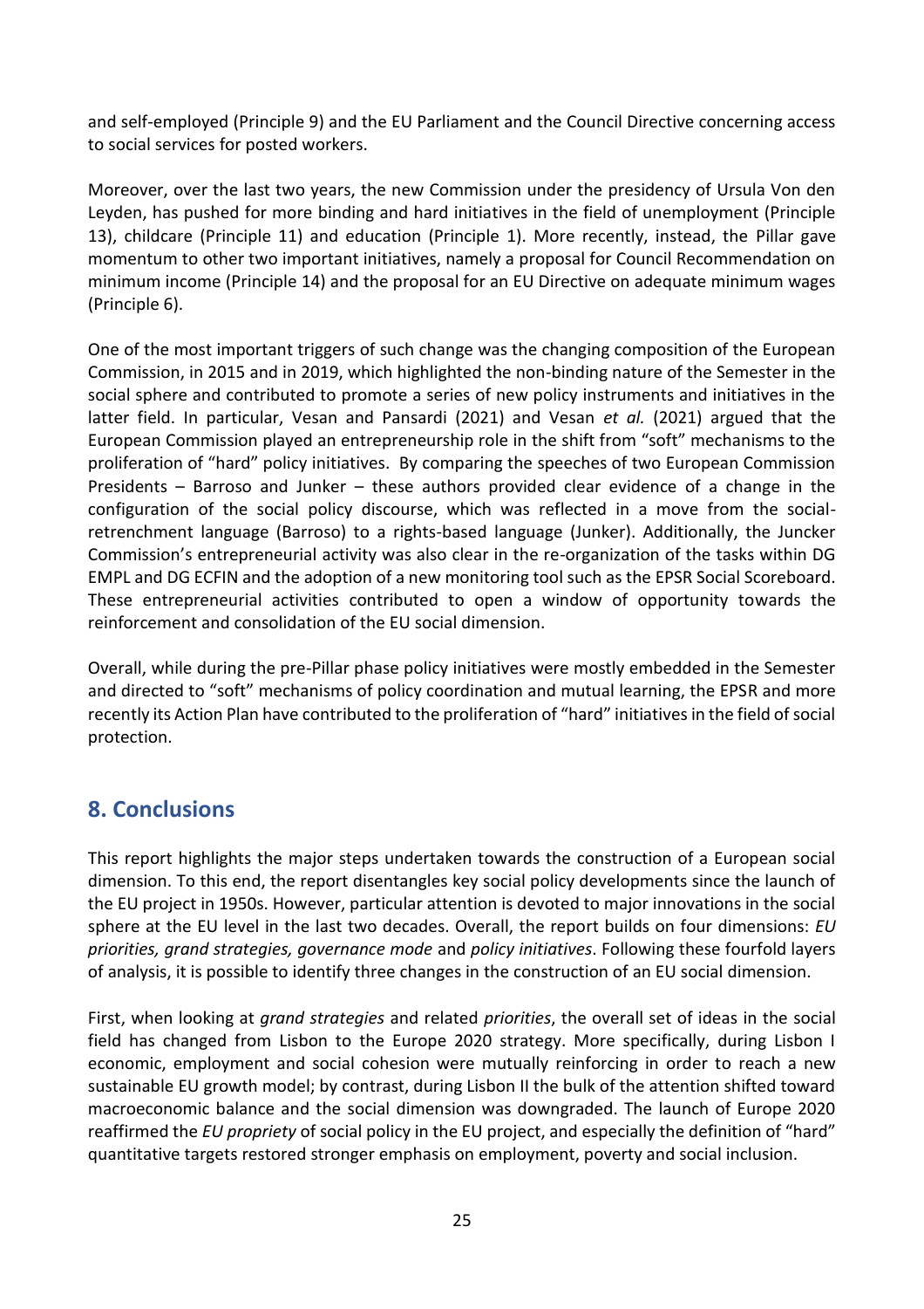and self-employed (Principle 9) and the EU Parliament and the Council Directive concerning access to social services for posted workers.

Moreover, over the last two years, the new Commission under the presidency of Ursula Von den Leyden, has pushed for more binding and hard initiatives in the field of unemployment (Principle 13), childcare (Principle 11) and education (Principle 1). More recently, instead, the Pillar gave momentum to other two important initiatives, namely a proposal for Council Recommendation on minimum income (Principle 14) and the proposal for an EU Directive on adequate minimum wages (Principle 6).

One of the most important triggers of such change was the changing composition of the European Commission, in 2015 and in 2019, which highlighted the non-binding nature of the Semester in the social sphere and contributed to promote a series of new policy instruments and initiatives in the latter field. In particular, Vesan and Pansardi (2021) and Vesan *et al.* (2021) argued that the European Commission played an entrepreneurship role in the shift from "soft" mechanisms to the proliferation of "hard" policy initiatives. By comparing the speeches of two European Commission Presidents – Barroso and Junker – these authors provided clear evidence of a change in the configuration of the social policy discourse, which was reflected in a move from the social-retrenchment language (Barroso) to a rights-based language (Junker). Additionally, the Juncker Commission's entrepreneurial activity was also clear in the re-organization of the tasks within DG EMPL and DG ECFIN and the adoption of a new monitoring tool such as the EPSR Social Scoreboard. These entrepreneurial activities contributed to open a window of opportunity towards the reinforcement and consolidation of the EU social dimension.

Overall, while during the pre-Pillar phase policy initiatives were mostly embedded in the Semester and directed to "soft" mechanisms of policy coordination and mutual learning, the EPSR and more recently its Action Plan have contributed to the proliferation of "hard" initiatives in the field of social protection.

## 8. Conclusions

This report highlights the major steps undertaken towards the construction of a European social dimension. To this end, the report disentangles key social policy developments since the launch of the EU project in 1950s. However, particular attention is devoted to major innovations in the social sphere at the EU level in the last two decades. Overall, the report builds on four dimensions: *EU priorities, grand strategies, governance mode* and *policy initiatives*. Following these fourfold layers of analysis, it is possible to identify three changes in the construction of an EU social dimension.

First, when looking at *grand strategies* and related *priorities*, the overall set of ideas in the social field has changed from Lisbon to the Europe 2020 strategy. More specifically, during Lisbon I economic, employment and social cohesion were mutually reinforcing in order to reach a new sustainable EU growth model; by contrast, during Lisbon II the bulk of the attention shifted toward macroeconomic balance and the social dimension was downgraded. The launch of Europe 2020 reaffirmed the *EU propriety* of social policy in the EU project, and especially the definition of "hard" quantitative targets restored stronger emphasis on employment, poverty and social inclusion.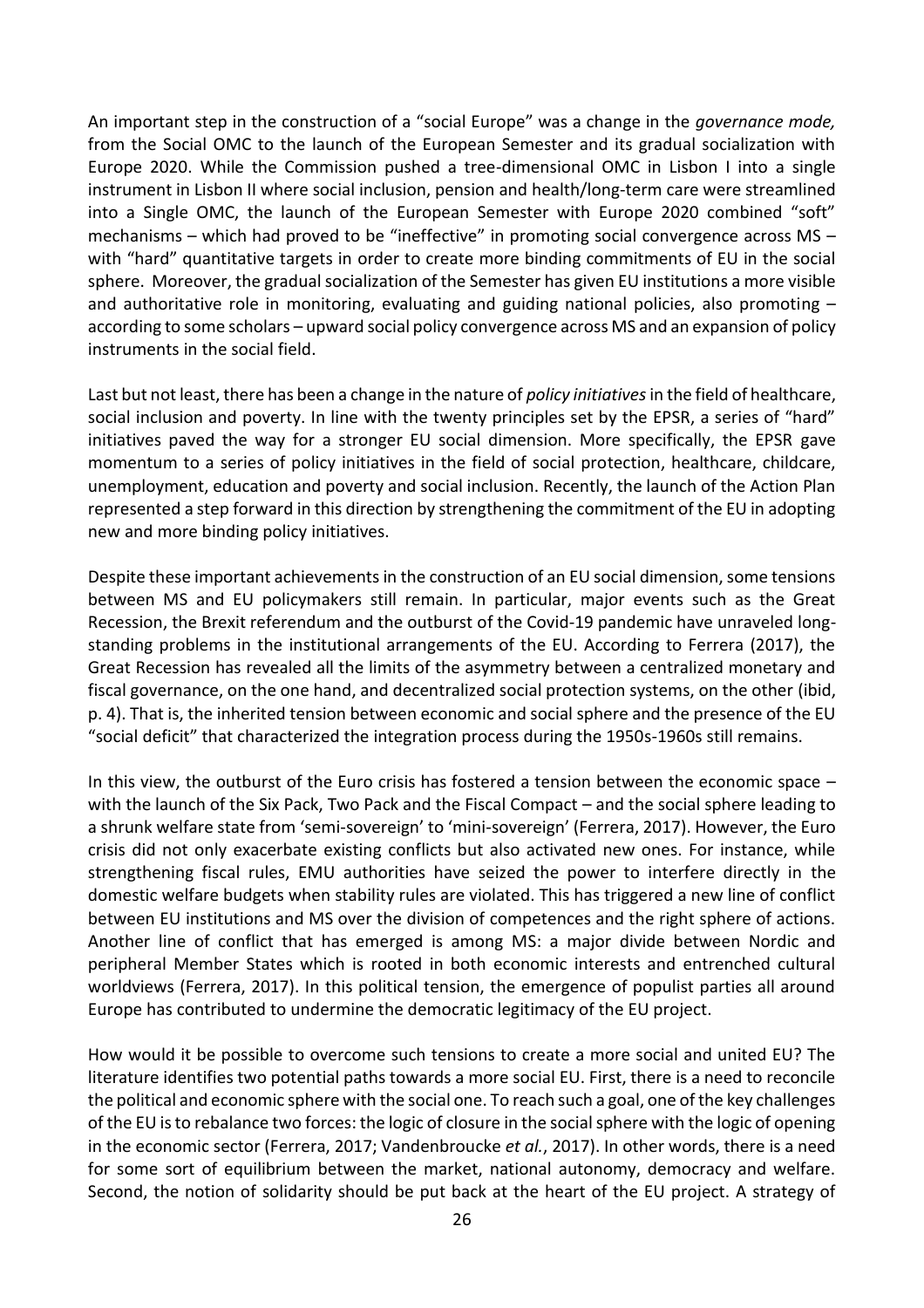An important step in the construction of a "social Europe" was a change in the *governance mode,* from the Social OMC to the launch of the European Semester and its gradual socialization with Europe 2020. While the Commission pushed a tree-dimensional OMC in Lisbon I into a single instrument in Lisbon II where social inclusion, pension and health/long-term care were streamlined into a Single OMC, the launch of the European Semester with Europe 2020 combined "soft" mechanisms – which had proved to be "ineffective" in promoting social convergence across MS – with "hard" quantitative targets in order to create more binding commitments of EU in the social sphere. Moreover, the gradual socialization of the Semester has given EU institutions a more visible and authoritative role in monitoring, evaluating and guiding national policies, also promoting – according to some scholars – upward social policy convergence across MS and an expansion of policy instruments in the social field.

Last but not least, there has been a change in the nature of *policy initiatives* in the field of healthcare, social inclusion and poverty. In line with the twenty principles set by the EPSR, a series of "hard" initiatives paved the way for a stronger EU social dimension. More specifically, the EPSR gave momentum to a series of policy initiatives in the field of social protection, healthcare, childcare, unemployment, education and poverty and social inclusion. Recently, the launch of the Action Plan represented a step forward in this direction by strengthening the commitment of the EU in adopting new and more binding policy initiatives.

Despite these important achievements in the construction of an EU social dimension, some tensions between MS and EU policymakers still remain. In particular, major events such as the Great Recession, the Brexit referendum and the outburst of the Covid-19 pandemic have unraveled long-standing problems in the institutional arrangements of the EU. According to Ferrera (2017), the Great Recession has revealed all the limits of the asymmetry between a centralized monetary and fiscal governance, on the one hand, and decentralized social protection systems, on the other (ibid, p. 4). That is, the inherited tension between economic and social sphere and the presence of the EU "social deficit" that characterized the integration process during the 1950s-1960s still remains.

In this view, the outburst of the Euro crisis has fostered a tension between the economic space – with the launch of the Six Pack, Two Pack and the Fiscal Compact – and the social sphere leading to a shrunk welfare state from 'semi-sovereign' to 'mini-sovereign' (Ferrera, 2017). However, the Euro crisis did not only exacerbate existing conflicts but also activated new ones. For instance, while strengthening fiscal rules, EMU authorities have seized the power to interfere directly in the domestic welfare budgets when stability rules are violated. This has triggered a new line of conflict between EU institutions and MS over the division of competences and the right sphere of actions. Another line of conflict that has emerged is among MS: a major divide between Nordic and peripheral Member States which is rooted in both economic interests and entrenched cultural worldviews (Ferrera, 2017). In this political tension, the emergence of populist parties all around Europe has contributed to undermine the democratic legitimacy of the EU project.

How would it be possible to overcome such tensions to create a more social and united EU? The literature identifies two potential paths towards a more social EU. First, there is a need to reconcile the political and economic sphere with the social one. To reach such a goal, one of the key challenges of the EU is to rebalance two forces: the logic of closure in the social sphere with the logic of opening in the economic sector (Ferrera, 2017; Vandenbroucke *et al.*, 2017). In other words, there is a need for some sort of equilibrium between the market, national autonomy, democracy and welfare. Second, the notion of solidarity should be put back at the heart of the EU project. A strategy of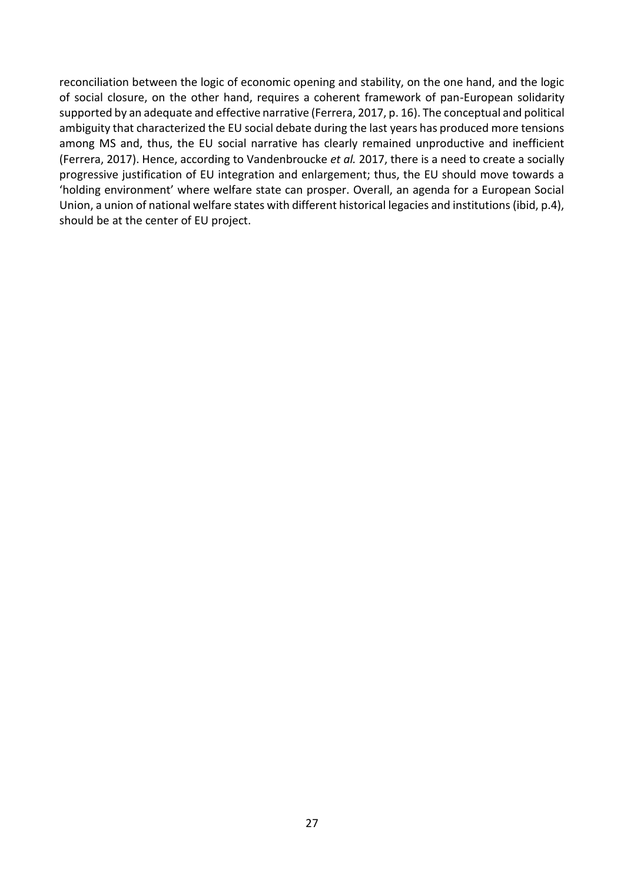reconciliation between the logic of economic opening and stability, on the one hand, and the logic of social closure, on the other hand, requires a coherent framework of pan-European solidarity supported by an adequate and effective narrative (Ferrera, 2017, p. 16). The conceptual and political ambiguity that characterized the EU social debate during the last years has produced more tensions among MS and, thus, the EU social narrative has clearly remained unproductive and inefficient (Ferrera, 2017). Hence, according to Vandenbroucke *et al.* 2017, there is a need to create a socially progressive justification of EU integration and enlargement; thus, the EU should move towards a 'holding environment' where welfare state can prosper. Overall, an agenda for a European Social Union, a union of national welfare states with different historical legacies and institutions (ibid, p.4), should be at the center of EU project.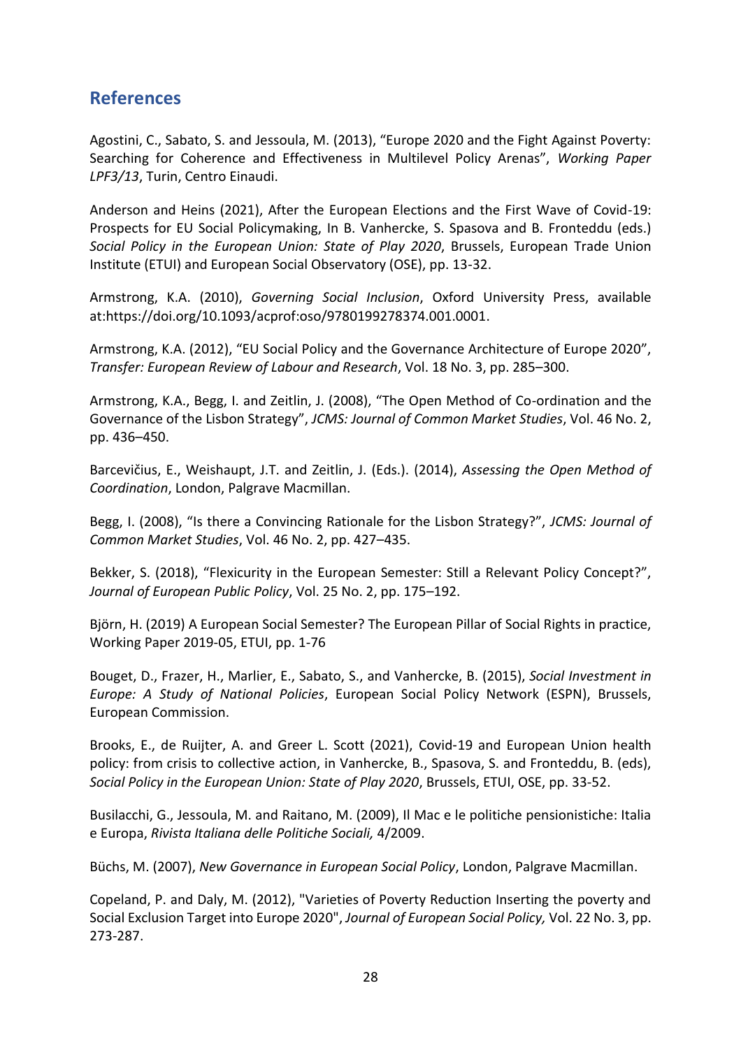## References

Agostini, C., Sabato, S. and Jessoula, M. (2013), "Europe 2020 and the Fight Against Poverty: Searching for Coherence and Effectiveness in Multilevel Policy Arenas", *Working Paper LPF3/13*, Turin, Centro Einaudi.

Anderson and Heins (2021), After the European Elections and the First Wave of Covid-19: Prospects for EU Social Policymaking, In B. Vanhercke, S. Spasova and B. Fronteddu (eds.) *Social Policy in the European Union: State of Play 2020*, Brussels, European Trade Union Institute (ETUI) and European Social Observatory (OSE), pp. 13-32.

Armstrong, K.A. (2010), *Governing Social Inclusion*, Oxford University Press, available at:https://doi.org/10.1093/acprof:oso/9780199278374.001.0001.

Armstrong, K.A. (2012), "EU Social Policy and the Governance Architecture of Europe 2020", *Transfer: European Review of Labour and Research*, Vol. 18 No. 3, pp. 285–300.

Armstrong, K.A., Begg, I. and Zeitlin, J. (2008), "The Open Method of Co-ordination and the Governance of the Lisbon Strategy", *JCMS: Journal of Common Market Studies*, Vol. 46 No. 2, pp. 436–450.

Barcevičius, E., Weishaupt, J.T. and Zeitlin, J. (Eds.). (2014), *Assessing the Open Method of Coordination*, London, Palgrave Macmillan.

Begg, I. (2008), "Is there a Convincing Rationale for the Lisbon Strategy?", *JCMS: Journal of Common Market Studies*, Vol. 46 No. 2, pp. 427–435.

Bekker, S. (2018), "Flexicurity in the European Semester: Still a Relevant Policy Concept?", *Journal of European Public Policy*, Vol. 25 No. 2, pp. 175–192.

Björn, H. (2019) A European Social Semester? The European Pillar of Social Rights in practice, Working Paper 2019-05, ETUI, pp. 1-76

Bouget, D., Frazer, H., Marlier, E., Sabato, S., and Vanhercke, B. (2015), *Social Investment in Europe: A Study of National Policies*, European Social Policy Network (ESPN), Brussels, European Commission.

Brooks, E., de Ruijter, A. and Greer L. Scott (2021), Covid-19 and European Union health policy: from crisis to collective action, in Vanhercke, B., Spasova, S. and Fronteddu, B. (eds), *Social Policy in the European Union: State of Play 2020*, Brussels, ETUI, OSE, pp. 33-52.

Busilacchi, G., Jessoula, M. and Raitano, M. (2009), Il Mac e le politiche pensionistiche: Italia e Europa, *Rivista Italiana delle Politiche Sociali,* 4/2009.

Büchs, M. (2007), *New Governance in European Social Policy*, London, Palgrave Macmillan.

Copeland, P. and Daly, M. (2012), "Varieties of Poverty Reduction Inserting the poverty and Social Exclusion Target into Europe 2020", *Journal of European Social Policy,* Vol. 22 No. 3, pp. 273-287.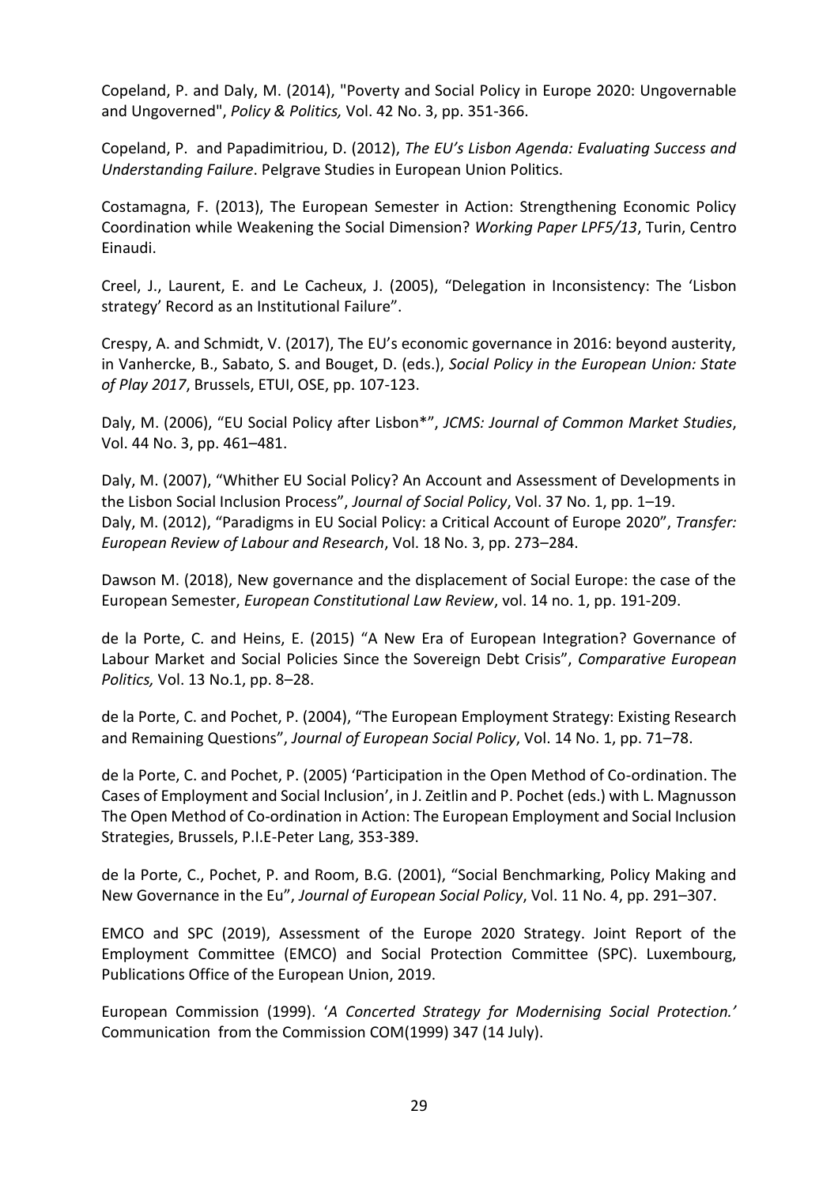Copeland, P. and Daly, M. (2014), "Poverty and Social Policy in Europe 2020: Ungovernable and Ungoverned", *Policy & Politics,* Vol. 42 No. 3, pp. 351-366.

Copeland, P. and Papadimitriou, D. (2012), *The EU's Lisbon Agenda: Evaluating Success and Understanding Failure*. Pelgrave Studies in European Union Politics.

Costamagna, F. (2013), The European Semester in Action: Strengthening Economic Policy Coordination while Weakening the Social Dimension? *Working Paper LPF5/13*, Turin, Centro Einaudi.

Creel, J., Laurent, E. and Le Cacheux, J. (2005), "Delegation in Inconsistency: The 'Lisbon strategy' Record as an Institutional Failure".

Crespy, A. and Schmidt, V. (2017), The EU's economic governance in 2016: beyond austerity, in Vanhercke, B., Sabato, S. and Bouget, D. (eds.), *Social Policy in the European Union: State of Play 2017*, Brussels, ETUI, OSE, pp. 107-123.

Daly, M. (2006), "EU Social Policy after Lisbon*", *JCMS: Journal of Common Market Studies*, Vol. 44 No. 3, pp. 461–481.

Daly, M. (2007), "Whither EU Social Policy? An Account and Assessment of Developments in the Lisbon Social Inclusion Process", *Journal of Social Policy*, Vol. 37 No. 1, pp. 1–19.

Daly, M. (2012), "Paradigms in EU Social Policy: a Critical Account of Europe 2020", *Transfer: European Review of Labour and Research*, Vol. 18 No. 3, pp. 273–284.

Dawson M. (2018), New governance and the displacement of Social Europe: the case of the European Semester, *European Constitutional Law Review*, vol. 14 no. 1, pp. 191-209.

de la Porte, C. and Heins, E. (2015) "A New Era of European Integration? Governance of Labour Market and Social Policies Since the Sovereign Debt Crisis", *Comparative European Politics,* Vol. 13 No.1, pp. 8–28.

de la Porte, C. and Pochet, P. (2004), "The European Employment Strategy: Existing Research and Remaining Questions", *Journal of European Social Policy*, Vol. 14 No. 1, pp. 71–78.

de la Porte, C. and Pochet, P. (2005) 'Participation in the Open Method of Co-ordination. The Cases of Employment and Social Inclusion', in J. Zeitlin and P. Pochet (eds.) with L. Magnusson The Open Method of Co-ordination in Action: The European Employment and Social Inclusion Strategies, Brussels, P.I.E-Peter Lang, 353-389.

de la Porte, C., Pochet, P. and Room, B.G. (2001), "Social Benchmarking, Policy Making and New Governance in the Eu", *Journal of European Social Policy*, Vol. 11 No. 4, pp. 291–307.

EMCO and SPC (2019), Assessment of the Europe 2020 Strategy. Joint Report of the Employment Committee (EMCO) and Social Protection Committee (SPC). Luxembourg, Publications Office of the European Union, 2019.

European Commission (1999). '*A Concerted Strategy for Modernising Social Protection.'* Communication from the Commission COM(1999) 347 (14 July).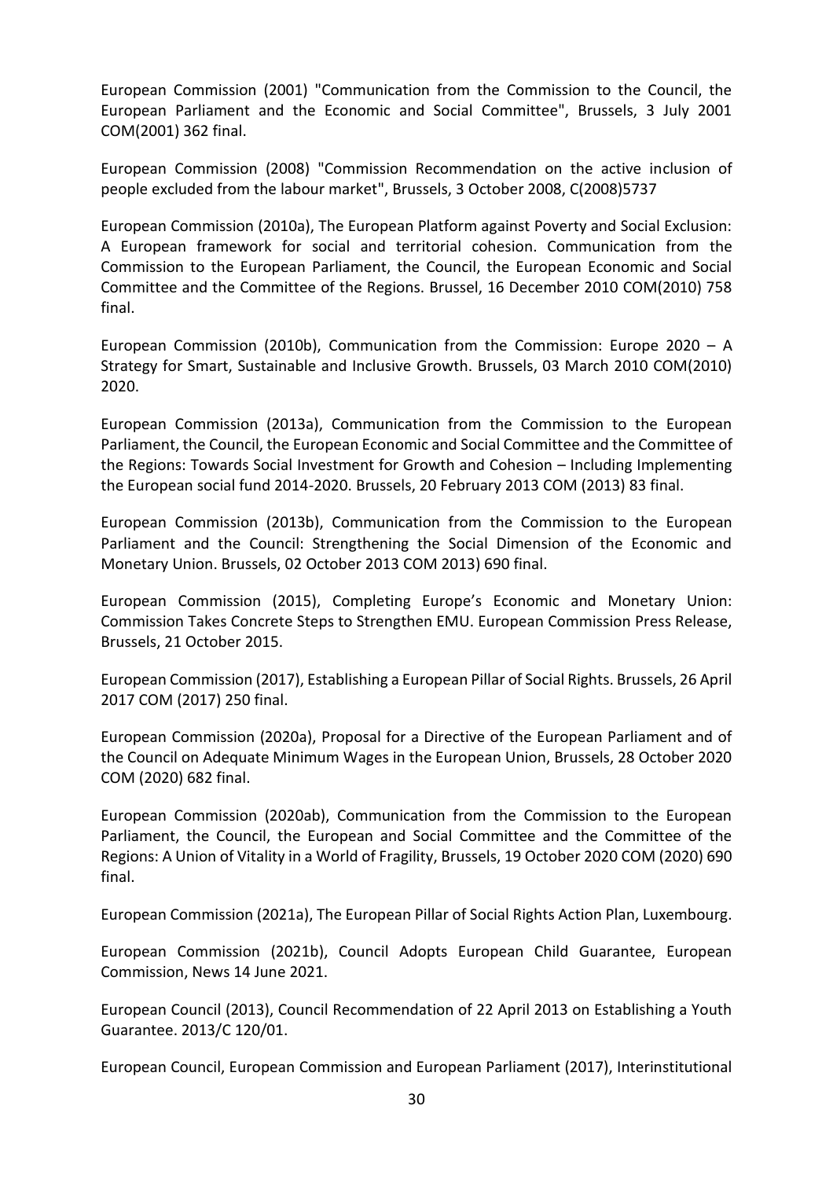European Commission (2001) "Communication from the Commission to the Council, the European Parliament and the Economic and Social Committee", Brussels, 3 July 2001 COM(2001) 362 final.

European Commission (2008) "Commission Recommendation on the active inclusion of people excluded from the labour market", Brussels, 3 October 2008, C(2008)5737

European Commission (2010a), The European Platform against Poverty and Social Exclusion: A European framework for social and territorial cohesion. Communication from the Commission to the European Parliament, the Council, the European Economic and Social Committee and the Committee of the Regions. Brussel, 16 December 2010 COM(2010) 758 final.

European Commission (2010b), Communication from the Commission: Europe 2020 – A Strategy for Smart, Sustainable and Inclusive Growth. Brussels, 03 March 2010 COM(2010) 2020.

European Commission (2013a), Communication from the Commission to the European Parliament, the Council, the European Economic and Social Committee and the Committee of the Regions: Towards Social Investment for Growth and Cohesion – Including Implementing the European social fund 2014-2020. Brussels, 20 February 2013 COM (2013) 83 final.

European Commission (2013b), Communication from the Commission to the European Parliament and the Council: Strengthening the Social Dimension of the Economic and Monetary Union. Brussels, 02 October 2013 COM 2013) 690 final.

European Commission (2015), Completing Europe's Economic and Monetary Union: Commission Takes Concrete Steps to Strengthen EMU. European Commission Press Release, Brussels, 21 October 2015.

European Commission (2017), Establishing a European Pillar of Social Rights. Brussels, 26 April 2017 COM (2017) 250 final.

European Commission (2020a), Proposal for a Directive of the European Parliament and of the Council on Adequate Minimum Wages in the European Union, Brussels, 28 October 2020 COM (2020) 682 final.

European Commission (2020ab), Communication from the Commission to the European Parliament, the Council, the European and Social Committee and the Committee of the Regions: A Union of Vitality in a World of Fragility, Brussels, 19 October 2020 COM (2020) 690 final.

European Commission (2021a), The European Pillar of Social Rights Action Plan, Luxembourg.

European Commission (2021b), Council Adopts European Child Guarantee, European Commission, News 14 June 2021.

European Council (2013), Council Recommendation of 22 April 2013 on Establishing a Youth Guarantee. 2013/C 120/01.

European Council, European Commission and European Parliament (2017), Interinstitutional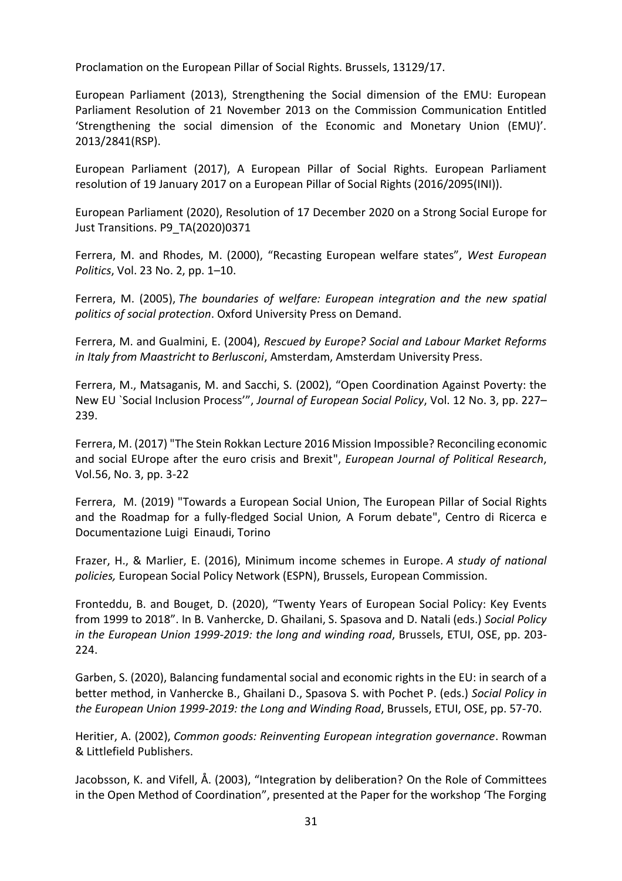Proclamation on the European Pillar of Social Rights. Brussels, 13129/17.

European Parliament (2013), Strengthening the Social dimension of the EMU: European Parliament Resolution of 21 November 2013 on the Commission Communication Entitled 'Strengthening the social dimension of the Economic and Monetary Union (EMU)'. 2013/2841(RSP).

European Parliament (2017), A European Pillar of Social Rights. European Parliament resolution of 19 January 2017 on a European Pillar of Social Rights (2016/2095(INI)).

European Parliament (2020), Resolution of 17 December 2020 on a Strong Social Europe for Just Transitions. P9_TA(2020)0371

Ferrera, M. and Rhodes, M. (2000), "Recasting European welfare states", *West European Politics*, Vol. 23 No. 2, pp. 1–10.

Ferrera, M. (2005), *The boundaries of welfare: European integration and the new spatial politics of social protection*. Oxford University Press on Demand.

Ferrera, M. and Gualmini, E. (2004), *Rescued by Europe? Social and Labour Market Reforms in Italy from Maastricht to Berlusconi*, Amsterdam, Amsterdam University Press.

Ferrera, M., Matsaganis, M. and Sacchi, S. (2002), "Open Coordination Against Poverty: the New EU `Social Inclusion Process'", *Journal of European Social Policy*, Vol. 12 No. 3, pp. 227–239.

Ferrera, M. (2017) "The Stein Rokkan Lecture 2016 Mission Impossible? Reconciling economic and social EUrope after the euro crisis and Brexit", *European Journal of Political Research*, Vol.56, No. 3, pp. 3-22

Ferrera, M. (2019) "Towards a European Social Union, The European Pillar of Social Rights and the Roadmap for a fully-fledged Social Union*,* A Forum debate", Centro di Ricerca e Documentazione Luigi Einaudi, Torino

Frazer, H., & Marlier, E. (2016), Minimum income schemes in Europe. *A study of national policies,* European Social Policy Network (ESPN), Brussels, European Commission.

Fronteddu, B. and Bouget, D. (2020), "Twenty Years of European Social Policy: Key Events from 1999 to 2018". In B. Vanhercke, D. Ghailani, S. Spasova and D. Natali (eds.) *Social Policy in the European Union 1999-2019: the long and winding road*, Brussels, ETUI, OSE, pp. 203-224.

Garben, S. (2020), Balancing fundamental social and economic rights in the EU: in search of a better method, in Vanhercke B., Ghailani D., Spasova S. with Pochet P. (eds.) *Social Policy in the European Union 1999-2019: the Long and Winding Road*, Brussels, ETUI, OSE, pp. 57-70.

Heritier, A. (2002), *Common goods: Reinventing European integration governance*. Rowman & Littlefield Publishers.

Jacobsson, K. and Vifell, Å. (2003), "Integration by deliberation? On the Role of Committees in the Open Method of Coordination", presented at the Paper for the workshop 'The Forging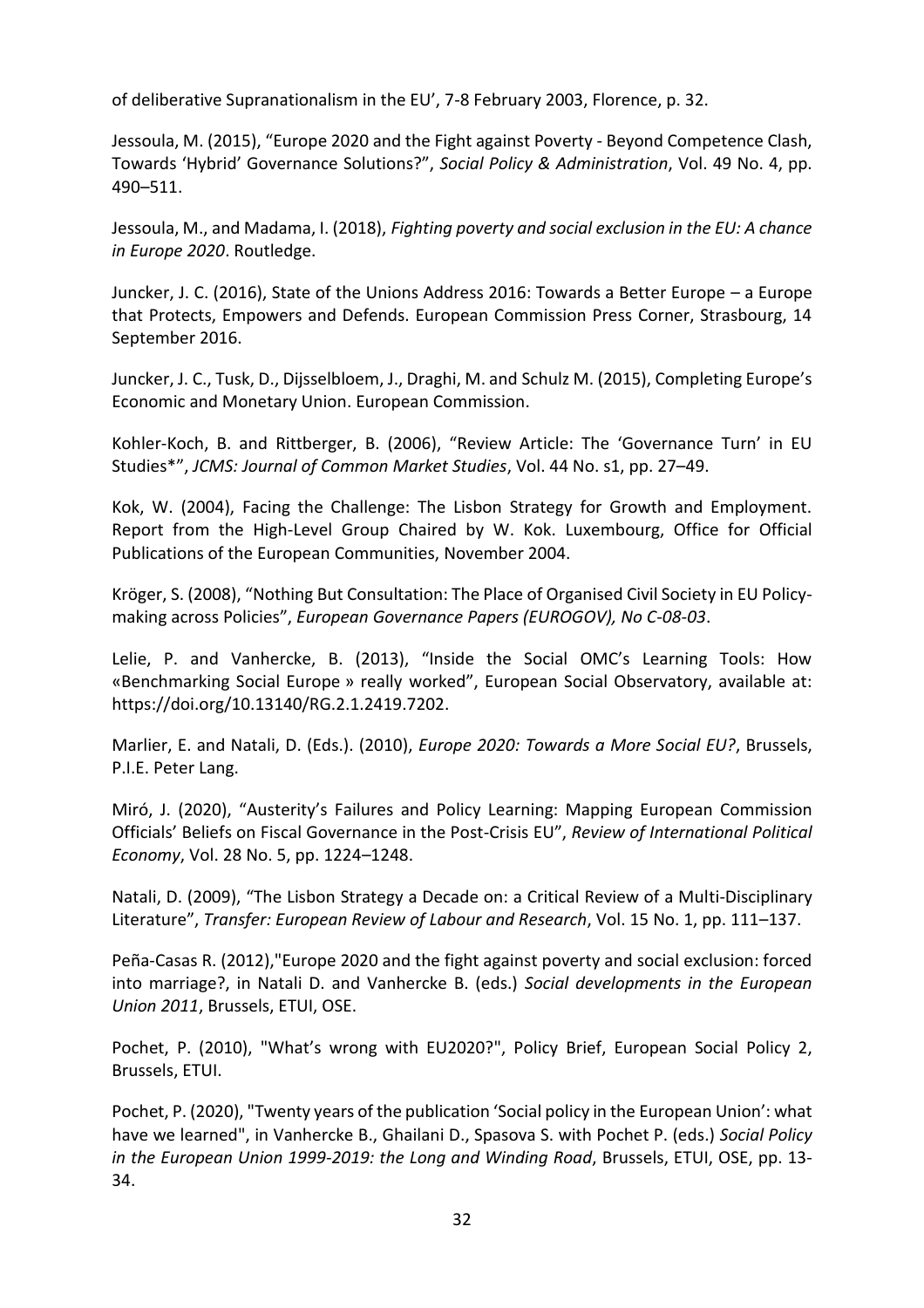of deliberative Supranationalism in the EU', 7-8 February 2003, Florence, p. 32.

Jessoula, M. (2015), "Europe 2020 and the Fight against Poverty - Beyond Competence Clash, Towards 'Hybrid' Governance Solutions?", *Social Policy & Administration*, Vol. 49 No. 4, pp. 490–511.

Jessoula, M., and Madama, I. (2018), *Fighting poverty and social exclusion in the EU: A chance in Europe 2020*. Routledge.

Juncker, J. C. (2016), State of the Unions Address 2016: Towards a Better Europe – a Europe that Protects, Empowers and Defends. European Commission Press Corner, Strasbourg, 14 September 2016.

Juncker, J. C., Tusk, D., Dijsselbloem, J., Draghi, M. and Schulz M. (2015), Completing Europe's Economic and Monetary Union. European Commission.

Kohler-Koch, B. and Rittberger, B. (2006), "Review Article: The 'Governance Turn' in EU Studies*", *JCMS: Journal of Common Market Studies*, Vol. 44 No. s1, pp. 27–49.

Kok, W. (2004), Facing the Challenge: The Lisbon Strategy for Growth and Employment. Report from the High-Level Group Chaired by W. Kok. Luxembourg, Office for Official Publications of the European Communities, November 2004.

Kröger, S. (2008), "Nothing But Consultation: The Place of Organised Civil Society in EU Policy-making across Policies", *European Governance Papers (EUROGOV), No C-08-03*.

Lelie, P. and Vanhercke, B. (2013), "Inside the Social OMC's Learning Tools: How «Benchmarking Social Europe » really worked", European Social Observatory, available at: https://doi.org/10.13140/RG.2.1.2419.7202.

Marlier, E. and Natali, D. (Eds.). (2010), *Europe 2020: Towards a More Social EU?*, Brussels, P.I.E. Peter Lang.

Miró, J. (2020), "Austerity's Failures and Policy Learning: Mapping European Commission Officials' Beliefs on Fiscal Governance in the Post-Crisis EU", *Review of International Political Economy*, Vol. 28 No. 5, pp. 1224–1248.

Natali, D. (2009), "The Lisbon Strategy a Decade on: a Critical Review of a Multi-Disciplinary Literature", *Transfer: European Review of Labour and Research*, Vol. 15 No. 1, pp. 111–137.

Peña-Casas R. (2012),"Europe 2020 and the fight against poverty and social exclusion: forced into marriage?, in Natali D. and Vanhercke B. (eds.) *Social developments in the European Union 2011*, Brussels, ETUI, OSE.

Pochet, P. (2010), "What's wrong with EU2020?", Policy Brief, European Social Policy 2, Brussels, ETUI.

Pochet, P. (2020), "Twenty years of the publication 'Social policy in the European Union': what have we learned", in Vanhercke B., Ghailani D., Spasova S. with Pochet P. (eds.) *Social Policy in the European Union 1999-2019: the Long and Winding Road*, Brussels, ETUI, OSE, pp. 13-34.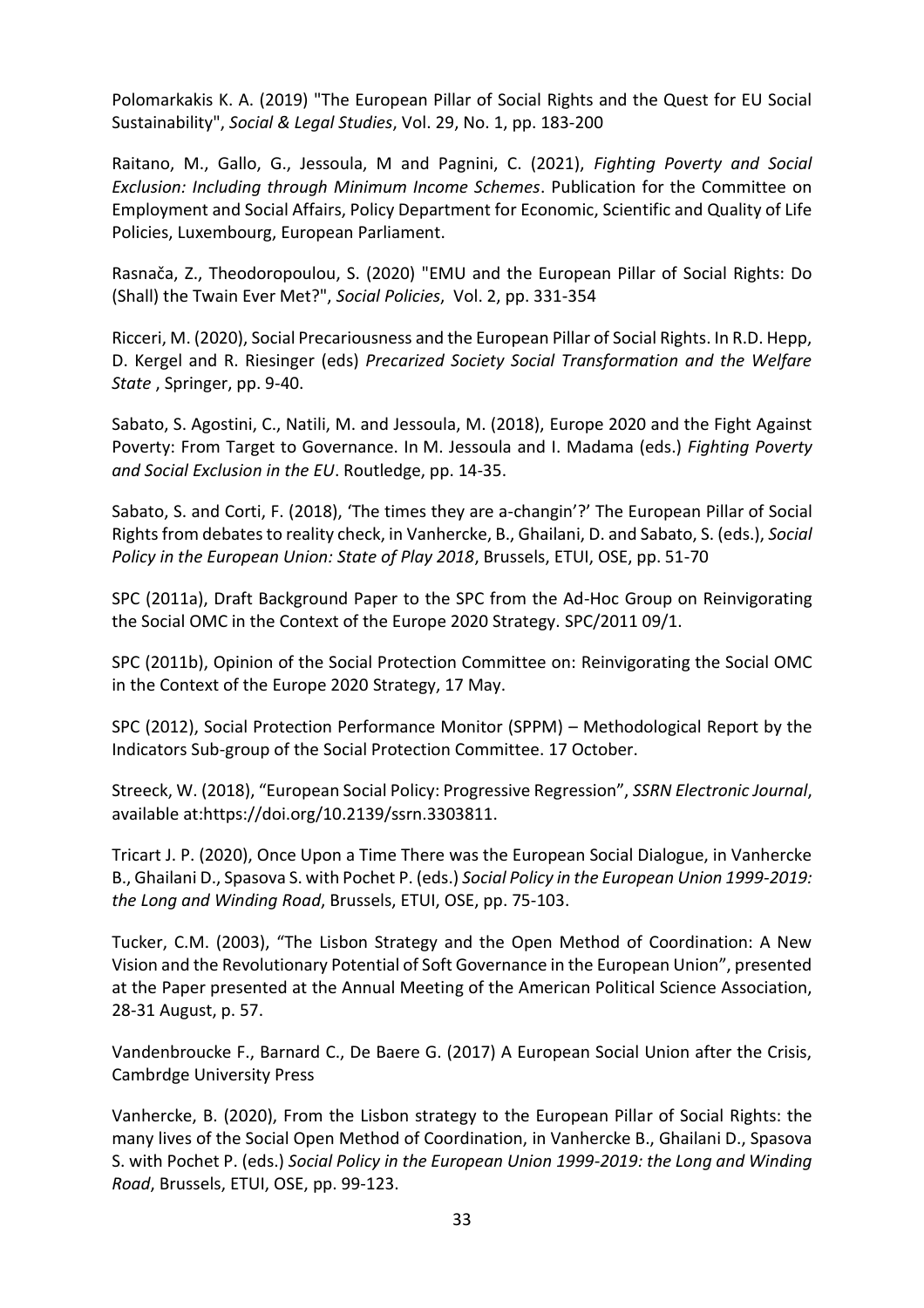Polomarkakis K. A. (2019) "The European Pillar of Social Rights and the Quest for EU Social Sustainability", *Social & Legal Studies*, Vol. 29, No. 1, pp. 183-200

Raitano, M., Gallo, G., Jessoula, M and Pagnini, C. (2021), *Fighting Poverty and Social Exclusion: Including through Minimum Income Schemes*. Publication for the Committee on Employment and Social Affairs, Policy Department for Economic, Scientific and Quality of Life Policies, Luxembourg, European Parliament.

Rasnača, Z., Theodoropoulou, S. (2020) "EMU and the European Pillar of Social Rights: Do (Shall) the Twain Ever Met?", *Social Policies*, Vol. 2, pp. 331-354

Ricceri, M. (2020), Social Precariousness and the European Pillar of Social Rights. In R.D. Hepp, D. Kergel and R. Riesinger (eds) *Precarized Society Social Transformation and the Welfare State* , Springer, pp. 9-40.

Sabato, S. Agostini, C., Natili, M. and Jessoula, M. (2018), Europe 2020 and the Fight Against Poverty: From Target to Governance. In M. Jessoula and I. Madama (eds.) *Fighting Poverty and Social Exclusion in the EU*. Routledge, pp. 14-35.

Sabato, S. and Corti, F. (2018), 'The times they are a-changin'?' The European Pillar of Social Rights from debates to reality check, in Vanhercke, B., Ghailani, D. and Sabato, S. (eds.), *Social Policy in the European Union: State of Play 2018*, Brussels, ETUI, OSE, pp. 51-70

SPC (2011a), Draft Background Paper to the SPC from the Ad-Hoc Group on Reinvigorating the Social OMC in the Context of the Europe 2020 Strategy. SPC/2011 09/1.

SPC (2011b), Opinion of the Social Protection Committee on: Reinvigorating the Social OMC in the Context of the Europe 2020 Strategy, 17 May.

SPC (2012), Social Protection Performance Monitor (SPPM) – Methodological Report by the Indicators Sub-group of the Social Protection Committee. 17 October.

Streeck, W. (2018), "European Social Policy: Progressive Regression", *SSRN Electronic Journal*, available at:https://doi.org/10.2139/ssrn.3303811.

Tricart J. P. (2020), Once Upon a Time There was the European Social Dialogue, in Vanhercke B., Ghailani D., Spasova S. with Pochet P. (eds.) *Social Policy in the European Union 1999-2019: the Long and Winding Road*, Brussels, ETUI, OSE, pp. 75-103.

Tucker, C.M. (2003), "The Lisbon Strategy and the Open Method of Coordination: A New Vision and the Revolutionary Potential of Soft Governance in the European Union", presented at the Paper presented at the Annual Meeting of the American Political Science Association, 28-31 August, p. 57.

Vandenbroucke F., Barnard C., De Baere G. (2017) A European Social Union after the Crisis, Cambrdge University Press

Vanhercke, B. (2020), From the Lisbon strategy to the European Pillar of Social Rights: the many lives of the Social Open Method of Coordination, in Vanhercke B., Ghailani D., Spasova S. with Pochet P. (eds.) *Social Policy in the European Union 1999-2019: the Long and Winding Road*, Brussels, ETUI, OSE, pp. 99-123.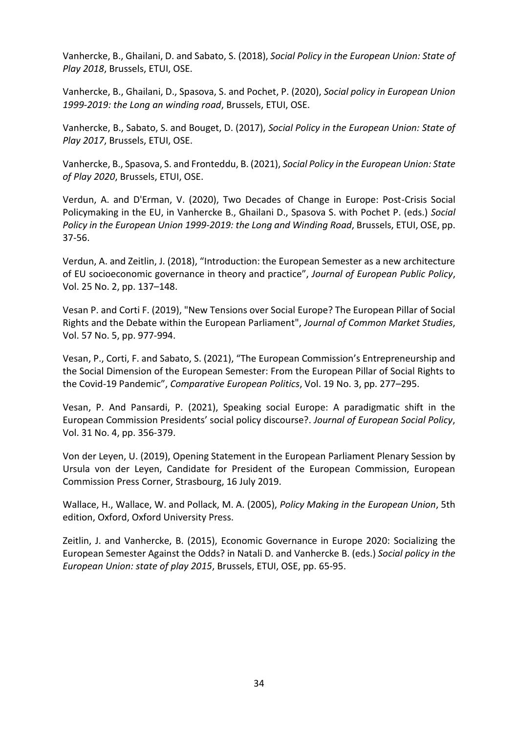Vanhercke, B., Ghailani, D. and Sabato, S. (2018), *Social Policy in the European Union: State of Play 2018*, Brussels, ETUI, OSE.

Vanhercke, B., Ghailani, D., Spasova, S. and Pochet, P. (2020), *Social policy in European Union 1999-2019: the Long an winding road*, Brussels, ETUI, OSE.

Vanhercke, B., Sabato, S. and Bouget, D. (2017), *Social Policy in the European Union: State of Play 2017*, Brussels, ETUI, OSE.

Vanhercke, B., Spasova, S. and Fronteddu, B. (2021), *Social Policy in the European Union: State of Play 2020*, Brussels, ETUI, OSE.

Verdun, A. and D'Erman, V. (2020), Two Decades of Change in Europe: Post-Crisis Social Policymaking in the EU, in Vanhercke B., Ghailani D., Spasova S. with Pochet P. (eds.) *Social Policy in the European Union 1999-2019: the Long and Winding Road*, Brussels, ETUI, OSE, pp. 37-56.

Verdun, A. and Zeitlin, J. (2018), "Introduction: the European Semester as a new architecture of EU socioeconomic governance in theory and practice", *Journal of European Public Policy*, Vol. 25 No. 2, pp. 137–148.

Vesan P. and Corti F. (2019), "New Tensions over Social Europe? The European Pillar of Social Rights and the Debate within the European Parliament", *Journal of Common Market Studies*, Vol. 57 No. 5, pp. 977-994.

Vesan, P., Corti, F. and Sabato, S. (2021), "The European Commission's Entrepreneurship and the Social Dimension of the European Semester: From the European Pillar of Social Rights to the Covid-19 Pandemic", *Comparative European Politics*, Vol. 19 No. 3, pp. 277–295.

Vesan, P. And Pansardi, P. (2021), Speaking social Europe: A paradigmatic shift in the European Commission Presidents' social policy discourse?. *Journal of European Social Policy*, Vol. 31 No. 4, pp. 356-379.

Von der Leyen, U. (2019), Opening Statement in the European Parliament Plenary Session by Ursula von der Leyen, Candidate for President of the European Commission, European Commission Press Corner, Strasbourg, 16 July 2019.

Wallace, H., Wallace, W. and Pollack, M. A. (2005), *Policy Making in the European Union*, 5th edition, Oxford, Oxford University Press.

Zeitlin, J. and Vanhercke, B. (2015), Economic Governance in Europe 2020: Socializing the European Semester Against the Odds? in Natali D. and Vanhercke B. (eds.) *Social policy in the European Union: state of play 2015*, Brussels, ETUI, OSE, pp. 65-95.